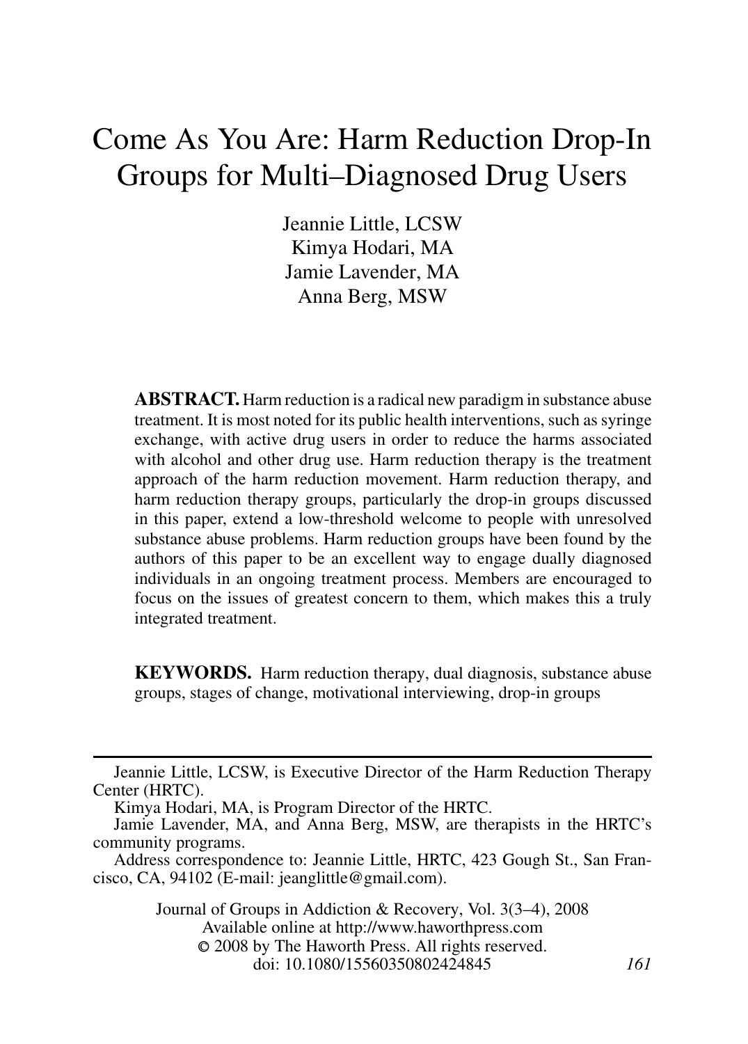# Come As You Are: Harm Reduction Drop-In Groups for Multi–Diagnosed Drug Users

Jeannie Little, LCSW
Kimya Hodari, MA
Jamie Lavender, MA
Anna Berg, MSW

**ABSTRACT.** Harm reduction is a radical new paradigm in substance abuse treatment. It is most noted for its public health interventions, such as syringe exchange, with active drug users in order to reduce the harms associated with alcohol and other drug use. Harm reduction therapy is the treatment approach of the harm reduction movement. Harm reduction therapy, and harm reduction therapy groups, particularly the drop-in groups discussed in this paper, extend a low-threshold welcome to people with unresolved substance abuse problems. Harm reduction groups have been found by the authors of this paper to be an excellent way to engage dually diagnosed individuals in an ongoing treatment process. Members are encouraged to focus on the issues of greatest concern to them, which makes this a truly integrated treatment.

**KEYWORDS.** Harm reduction therapy, dual diagnosis, substance abuse groups, stages of change, motivational interviewing, drop-in groups

---

Jeannie Little, LCSW, is Executive Director of the Harm Reduction Therapy Center (HRTC).

Kimya Hodari, MA, is Program Director of the HRTC.

Jamie Lavender, MA, and Anna Berg, MSW, are therapists in the HRTC's community programs.

Address correspondence to: Jeannie Little, HRTC, 423 Gough St., San Francisco, CA, 94102 (E-mail: jeanglittle@gmail.com).

Journal of Groups in Addiction & Recovery, Vol. 3(3–4), 2008
Available online at http://www.haworthpress.com
© 2008 by The Haworth Press. All rights reserved.
doi: 10.1080/15560350802424845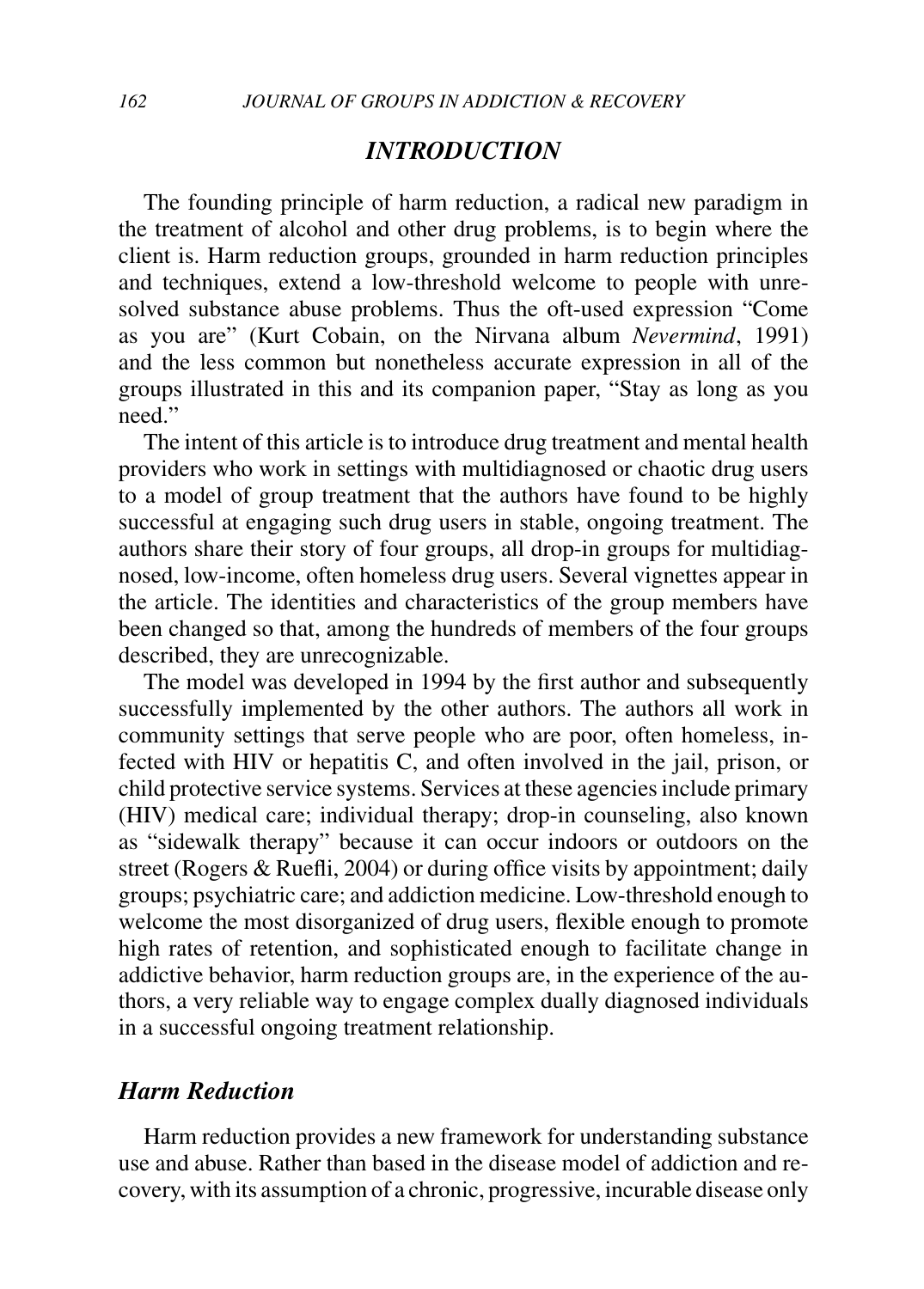## INTRODUCTION

The founding principle of harm reduction, a radical new paradigm in the treatment of alcohol and other drug problems, is to begin where the client is. Harm reduction groups, grounded in harm reduction principles and techniques, extend a low-threshold welcome to people with unresolved substance abuse problems. Thus the oft-used expression "Come as you are" (Kurt Cobain, on the Nirvana album *Nevermind*, 1991) and the less common but nonetheless accurate expression in all of the groups illustrated in this and its companion paper, "Stay as long as you need."

The intent of this article is to introduce drug treatment and mental health providers who work in settings with multidiagnosed or chaotic drug users to a model of group treatment that the authors have found to be highly successful at engaging such drug users in stable, ongoing treatment. The authors share their story of four groups, all drop-in groups for multidiagnosed, low-income, often homeless drug users. Several vignettes appear in the article. The identities and characteristics of the group members have been changed so that, among the hundreds of members of the four groups described, they are unrecognizable.

The model was developed in 1994 by the first author and subsequently successfully implemented by the other authors. The authors all work in community settings that serve people who are poor, often homeless, infected with HIV or hepatitis C, and often involved in the jail, prison, or child protective service systems. Services at these agencies include primary (HIV) medical care; individual therapy; drop-in counseling, also known as "sidewalk therapy" because it can occur indoors or outdoors on the street (Rogers & Ruefli, 2004) or during office visits by appointment; daily groups; psychiatric care; and addiction medicine. Low-threshold enough to welcome the most disorganized of drug users, flexible enough to promote high rates of retention, and sophisticated enough to facilitate change in addictive behavior, harm reduction groups are, in the experience of the authors, a very reliable way to engage complex dually diagnosed individuals in a successful ongoing treatment relationship.

### *Harm Reduction*

Harm reduction provides a new framework for understanding substance use and abuse. Rather than based in the disease model of addiction and recovery, with its assumption of a chronic, progressive, incurable disease only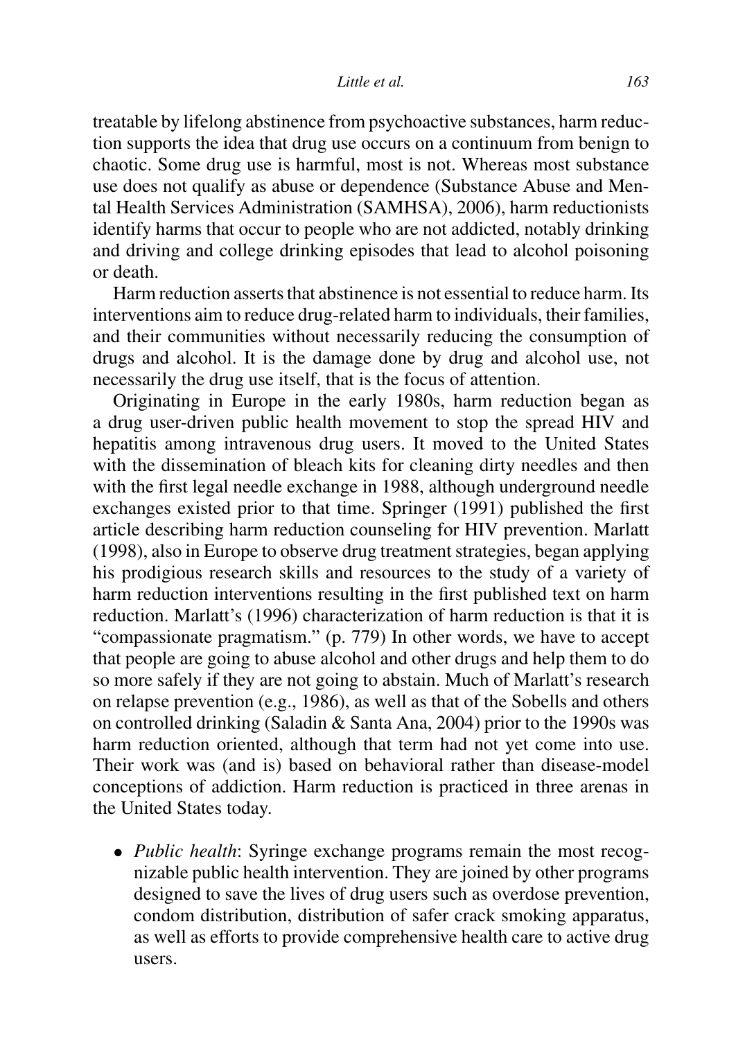treatable by lifelong abstinence from psychoactive substances, harm reduction supports the idea that drug use occurs on a continuum from benign to chaotic. Some drug use is harmful, most is not. Whereas most substance use does not qualify as abuse or dependence (Substance Abuse and Mental Health Services Administration (SAMHSA), 2006), harm reductionists identify harms that occur to people who are not addicted, notably drinking and driving and college drinking episodes that lead to alcohol poisoning or death.

Harm reduction asserts that abstinence is not essential to reduce harm. Its interventions aim to reduce drug-related harm to individuals, their families, and their communities without necessarily reducing the consumption of drugs and alcohol. It is the damage done by drug and alcohol use, not necessarily the drug use itself, that is the focus of attention.

Originating in Europe in the early 1980s, harm reduction began as a drug user-driven public health movement to stop the spread HIV and hepatitis among intravenous drug users. It moved to the United States with the dissemination of bleach kits for cleaning dirty needles and then with the first legal needle exchange in 1988, although underground needle exchanges existed prior to that time. Springer (1991) published the first article describing harm reduction counseling for HIV prevention. Marlatt (1998), also in Europe to observe drug treatment strategies, began applying his prodigious research skills and resources to the study of a variety of harm reduction interventions resulting in the first published text on harm reduction. Marlatt's (1996) characterization of harm reduction is that it is "compassionate pragmatism." (p. 779) In other words, we have to accept that people are going to abuse alcohol and other drugs and help them to do so more safely if they are not going to abstain. Much of Marlatt's research on relapse prevention (e.g., 1986), as well as that of the Sobells and others on controlled drinking (Saladin & Santa Ana, 2004) prior to the 1990s was harm reduction oriented, although that term had not yet come into use. Their work was (and is) based on behavioral rather than disease-model conceptions of addiction. Harm reduction is practiced in three arenas in the United States today.

- *Public health*: Syringe exchange programs remain the most recognizable public health intervention. They are joined by other programs designed to save the lives of drug users such as overdose prevention, condom distribution, distribution of safer crack smoking apparatus, as well as efforts to provide comprehensive health care to active drug users.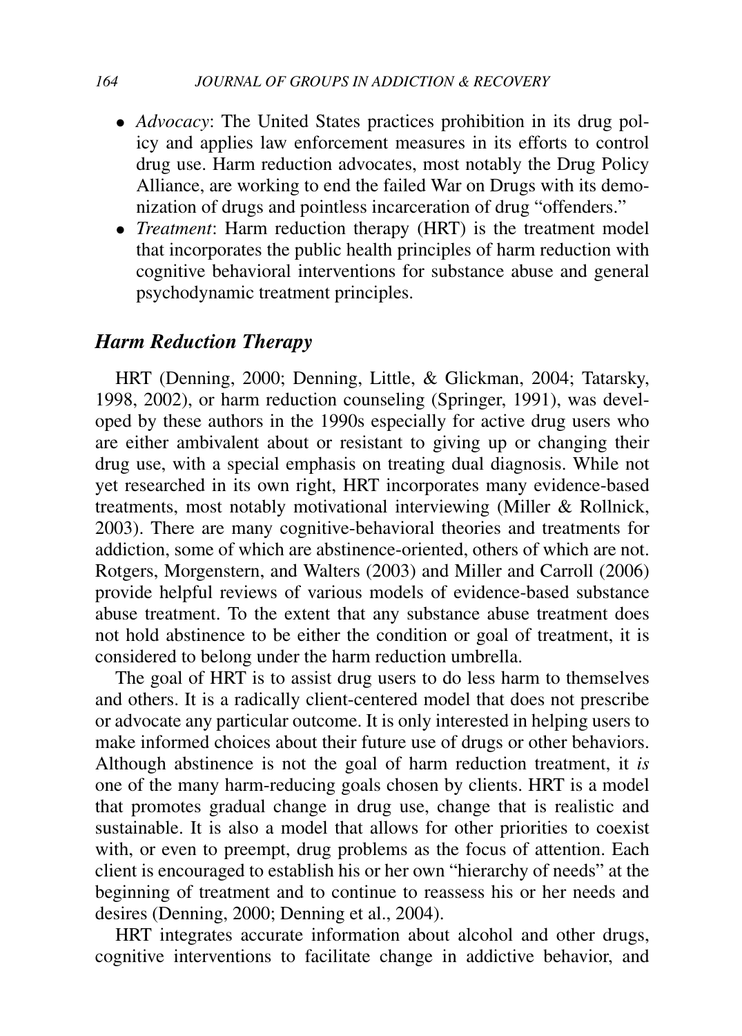- *Advocacy*: The United States practices prohibition in its drug policy and applies law enforcement measures in its efforts to control drug use. Harm reduction advocates, most notably the Drug Policy Alliance, are working to end the failed War on Drugs with its demonization of drugs and pointless incarceration of drug "offenders."
- *Treatment*: Harm reduction therapy (HRT) is the treatment model that incorporates the public health principles of harm reduction with cognitive behavioral interventions for substance abuse and general psychodynamic treatment principles.

### *Harm Reduction Therapy*

HRT (Denning, 2000; Denning, Little, & Glickman, 2004; Tatarsky, 1998, 2002), or harm reduction counseling (Springer, 1991), was developed by these authors in the 1990s especially for active drug users who are either ambivalent about or resistant to giving up or changing their drug use, with a special emphasis on treating dual diagnosis. While not yet researched in its own right, HRT incorporates many evidence-based treatments, most notably motivational interviewing (Miller & Rollnick, 2003). There are many cognitive-behavioral theories and treatments for addiction, some of which are abstinence-oriented, others of which are not. Rotgers, Morgenstern, and Walters (2003) and Miller and Carroll (2006) provide helpful reviews of various models of evidence-based substance abuse treatment. To the extent that any substance abuse treatment does not hold abstinence to be either the condition or goal of treatment, it is considered to belong under the harm reduction umbrella.

The goal of HRT is to assist drug users to do less harm to themselves and others. It is a radically client-centered model that does not prescribe or advocate any particular outcome. It is only interested in helping users to make informed choices about their future use of drugs or other behaviors. Although abstinence is not the goal of harm reduction treatment, it *is* one of the many harm-reducing goals chosen by clients. HRT is a model that promotes gradual change in drug use, change that is realistic and sustainable. It is also a model that allows for other priorities to coexist with, or even to preempt, drug problems as the focus of attention. Each client is encouraged to establish his or her own "hierarchy of needs" at the beginning of treatment and to continue to reassess his or her needs and desires (Denning, 2000; Denning et al., 2004).

HRT integrates accurate information about alcohol and other drugs, cognitive interventions to facilitate change in addictive behavior, and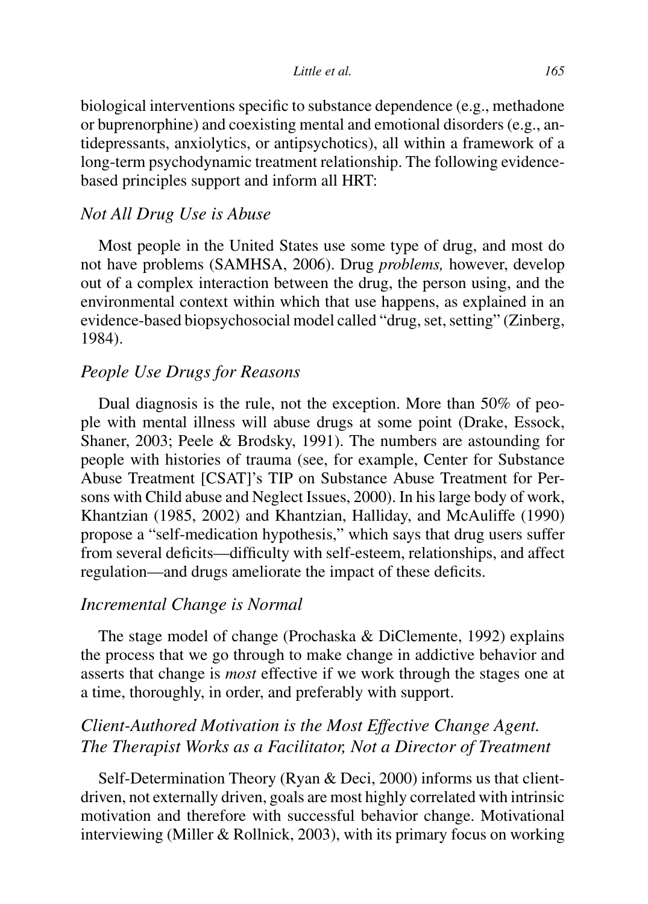biological interventions specific to substance dependence (e.g., methadone or buprenorphine) and coexisting mental and emotional disorders (e.g., antidepressants, anxiolytics, or antipsychotics), all within a framework of a long-term psychodynamic treatment relationship. The following evidence-based principles support and inform all HRT:

### *Not All Drug Use is Abuse*

Most people in the United States use some type of drug, and most do not have problems (SAMHSA, 2006). Drug *problems,* however, develop out of a complex interaction between the drug, the person using, and the environmental context within which that use happens, as explained in an evidence-based biopsychosocial model called "drug, set, setting" (Zinberg, 1984).

### *People Use Drugs for Reasons*

Dual diagnosis is the rule, not the exception. More than 50% of people with mental illness will abuse drugs at some point (Drake, Essock, Shaner, 2003; Peele & Brodsky, 1991). The numbers are astounding for people with histories of trauma (see, for example, Center for Substance Abuse Treatment [CSAT]'s TIP on Substance Abuse Treatment for Persons with Child abuse and Neglect Issues, 2000). In his large body of work, Khantzian (1985, 2002) and Khantzian, Halliday, and McAuliffe (1990) propose a "self-medication hypothesis," which says that drug users suffer from several deficits—difficulty with self-esteem, relationships, and affect regulation—and drugs ameliorate the impact of these deficits.

### *Incremental Change is Normal*

The stage model of change (Prochaska & DiClemente, 1992) explains the process that we go through to make change in addictive behavior and asserts that change is *most* effective if we work through the stages one at a time, thoroughly, in order, and preferably with support.

### *Client-Authored Motivation is the Most Effective Change Agent. The Therapist Works as a Facilitator, Not a Director of Treatment*

Self-Determination Theory (Ryan & Deci, 2000) informs us that client-driven, not externally driven, goals are most highly correlated with intrinsic motivation and therefore with successful behavior change. Motivational interviewing (Miller & Rollnick, 2003), with its primary focus on working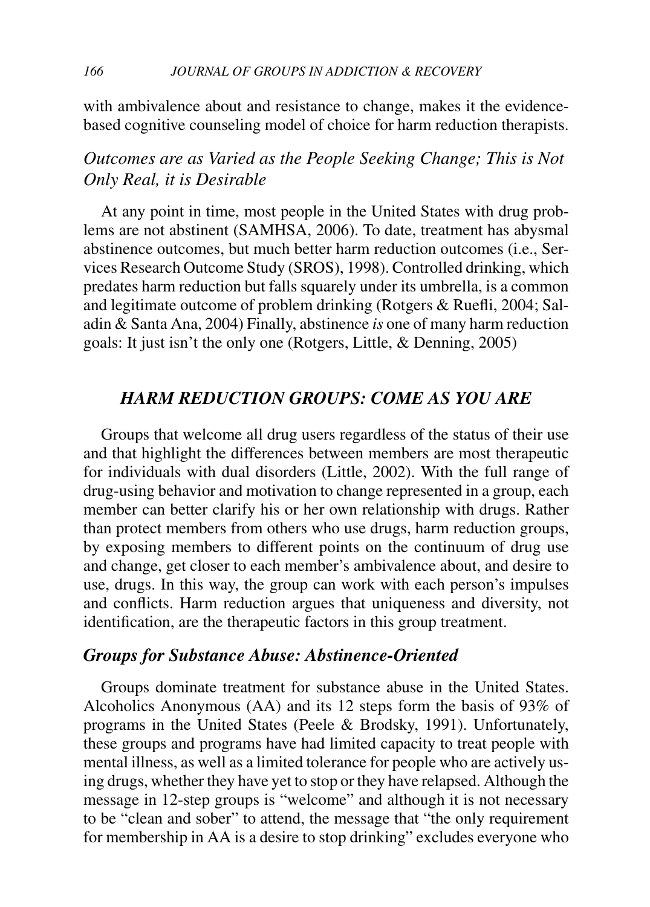with ambivalence about and resistance to change, makes it the evidence-based cognitive counseling model of choice for harm reduction therapists.

### *Outcomes are as Varied as the People Seeking Change; This is Not Only Real, it is Desirable*

At any point in time, most people in the United States with drug problems are not abstinent (SAMHSA, 2006). To date, treatment has abysmal abstinence outcomes, but much better harm reduction outcomes (i.e., Services Research Outcome Study (SROS), 1998). Controlled drinking, which predates harm reduction but falls squarely under its umbrella, is a common and legitimate outcome of problem drinking (Rotgers & Ruefli, 2004; Saladin & Santa Ana, 2004) Finally, abstinence *is* one of many harm reduction goals: It just isn't the only one (Rotgers, Little, & Denning, 2005)

## *HARM REDUCTION GROUPS: COME AS YOU ARE*

Groups that welcome all drug users regardless of the status of their use and that highlight the differences between members are most therapeutic for individuals with dual disorders (Little, 2002). With the full range of drug-using behavior and motivation to change represented in a group, each member can better clarify his or her own relationship with drugs. Rather than protect members from others who use drugs, harm reduction groups, by exposing members to different points on the continuum of drug use and change, get closer to each member's ambivalence about, and desire to use, drugs. In this way, the group can work with each person's impulses and conflicts. Harm reduction argues that uniqueness and diversity, not identification, are the therapeutic factors in this group treatment.

### *Groups for Substance Abuse: Abstinence-Oriented*

Groups dominate treatment for substance abuse in the United States. Alcoholics Anonymous (AA) and its 12 steps form the basis of 93% of programs in the United States (Peele & Brodsky, 1991). Unfortunately, these groups and programs have had limited capacity to treat people with mental illness, as well as a limited tolerance for people who are actively using drugs, whether they have yet to stop or they have relapsed. Although the message in 12-step groups is "welcome" and although it is not necessary to be "clean and sober" to attend, the message that "the only requirement for membership in AA is a desire to stop drinking" excludes everyone who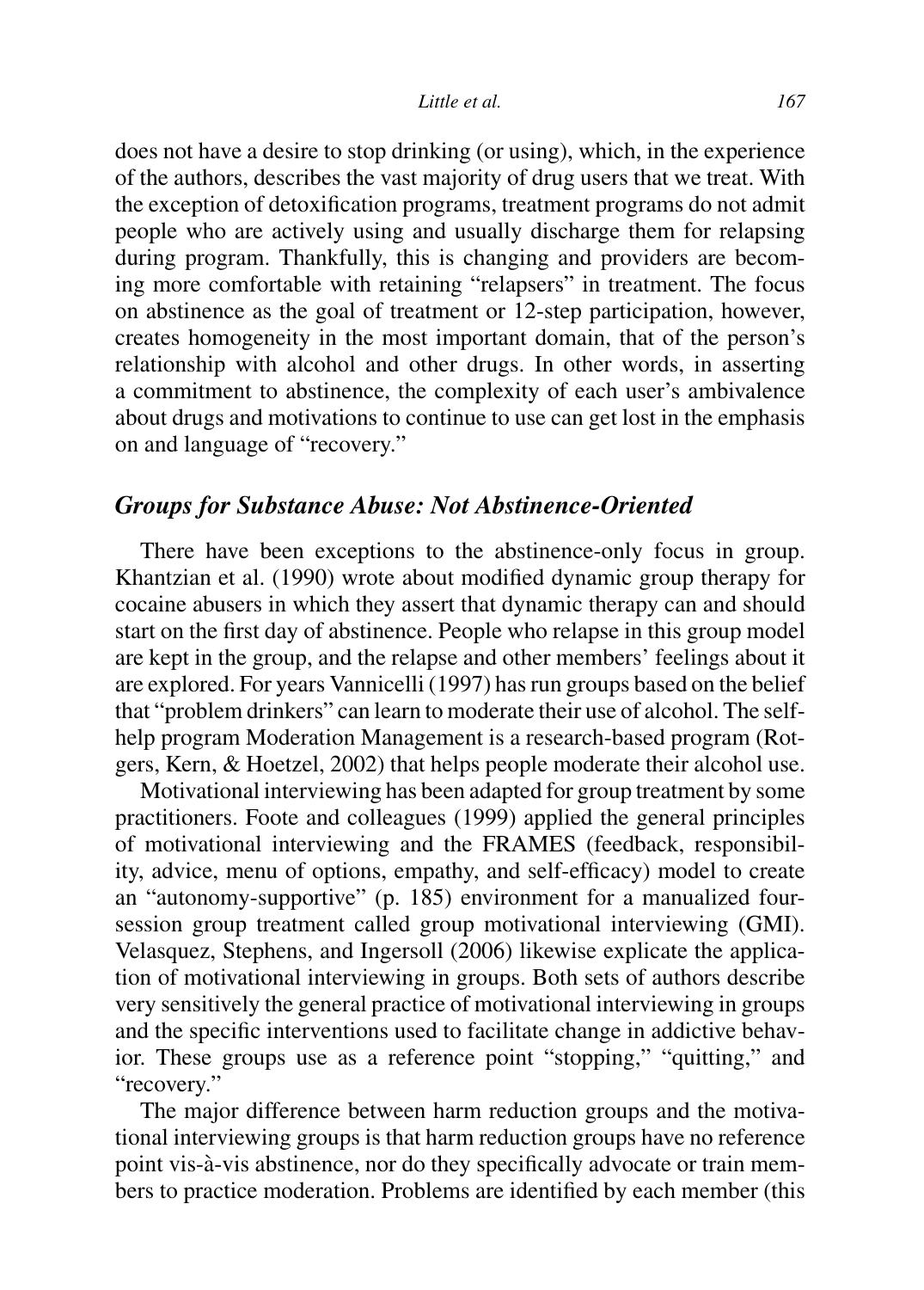does not have a desire to stop drinking (or using), which, in the experience of the authors, describes the vast majority of drug users that we treat. With the exception of detoxification programs, treatment programs do not admit people who are actively using and usually discharge them for relapsing during program. Thankfully, this is changing and providers are becoming more comfortable with retaining "relapsers" in treatment. The focus on abstinence as the goal of treatment or 12-step participation, however, creates homogeneity in the most important domain, that of the person's relationship with alcohol and other drugs. In other words, in asserting a commitment to abstinence, the complexity of each user's ambivalence about drugs and motivations to continue to use can get lost in the emphasis on and language of "recovery."

## *Groups for Substance Abuse: Not Abstinence-Oriented*

There have been exceptions to the abstinence-only focus in group. Khantzian et al. (1990) wrote about modified dynamic group therapy for cocaine abusers in which they assert that dynamic therapy can and should start on the first day of abstinence. People who relapse in this group model are kept in the group, and the relapse and other members' feelings about it are explored. For years Vannicelli (1997) has run groups based on the belief that "problem drinkers" can learn to moderate their use of alcohol. The self-help program Moderation Management is a research-based program (Rotgers, Kern, & Hoetzel, 2002) that helps people moderate their alcohol use.

Motivational interviewing has been adapted for group treatment by some practitioners. Foote and colleagues (1999) applied the general principles of motivational interviewing and the FRAMES (feedback, responsibility, advice, menu of options, empathy, and self-efficacy) model to create an "autonomy-supportive" (p. 185) environment for a manualized four-session group treatment called group motivational interviewing (GMI). Velasquez, Stephens, and Ingersoll (2006) likewise explicate the application of motivational interviewing in groups. Both sets of authors describe very sensitively the general practice of motivational interviewing in groups and the specific interventions used to facilitate change in addictive behavior. These groups use as a reference point "stopping," "quitting," and "recovery."

The major difference between harm reduction groups and the motivational interviewing groups is that harm reduction groups have no reference point vis-à-vis abstinence, nor do they specifically advocate or train members to practice moderation. Problems are identified by each member (this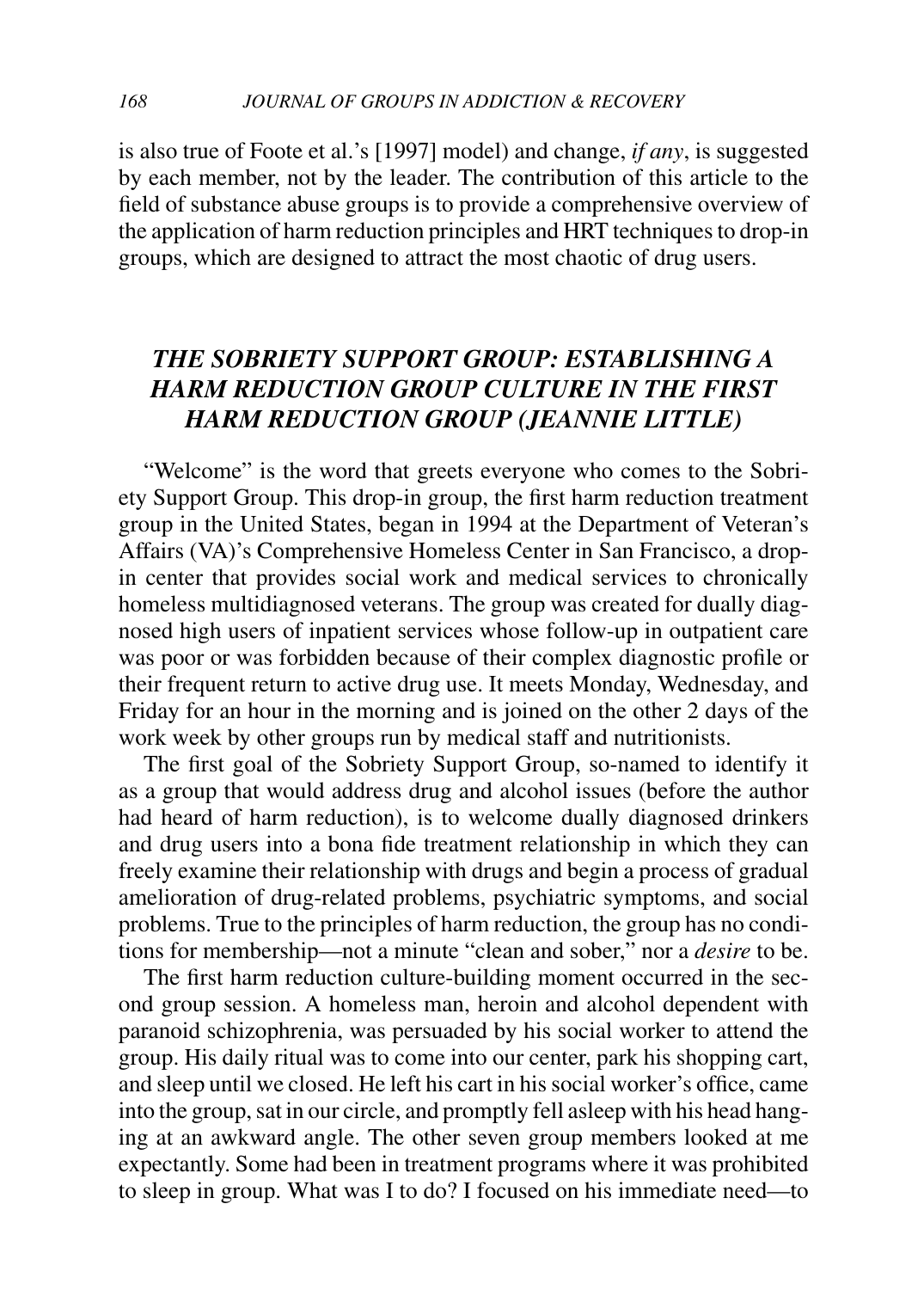is also true of Foote et al.'s [1997] model) and change, *if any*, is suggested by each member, not by the leader. The contribution of this article to the field of substance abuse groups is to provide a comprehensive overview of the application of harm reduction principles and HRT techniques to drop-in groups, which are designed to attract the most chaotic of drug users.

## *THE SOBRIETY SUPPORT GROUP: ESTABLISHING A HARM REDUCTION GROUP CULTURE IN THE FIRST HARM REDUCTION GROUP (JEANNIE LITTLE)*

"Welcome" is the word that greets everyone who comes to the Sobriety Support Group. This drop-in group, the first harm reduction treatment group in the United States, began in 1994 at the Department of Veteran's Affairs (VA)'s Comprehensive Homeless Center in San Francisco, a drop-in center that provides social work and medical services to chronically homeless multidiagnosed veterans. The group was created for dually diagnosed high users of inpatient services whose follow-up in outpatient care was poor or was forbidden because of their complex diagnostic profile or their frequent return to active drug use. It meets Monday, Wednesday, and Friday for an hour in the morning and is joined on the other 2 days of the work week by other groups run by medical staff and nutritionists.

The first goal of the Sobriety Support Group, so-named to identify it as a group that would address drug and alcohol issues (before the author had heard of harm reduction), is to welcome dually diagnosed drinkers and drug users into a bona fide treatment relationship in which they can freely examine their relationship with drugs and begin a process of gradual amelioration of drug-related problems, psychiatric symptoms, and social problems. True to the principles of harm reduction, the group has no conditions for membership—not a minute "clean and sober," nor a *desire* to be.

The first harm reduction culture-building moment occurred in the second group session. A homeless man, heroin and alcohol dependent with paranoid schizophrenia, was persuaded by his social worker to attend the group. His daily ritual was to come into our center, park his shopping cart, and sleep until we closed. He left his cart in his social worker's office, came into the group, sat in our circle, and promptly fell asleep with his head hanging at an awkward angle. The other seven group members looked at me expectantly. Some had been in treatment programs where it was prohibited to sleep in group. What was I to do? I focused on his immediate need—to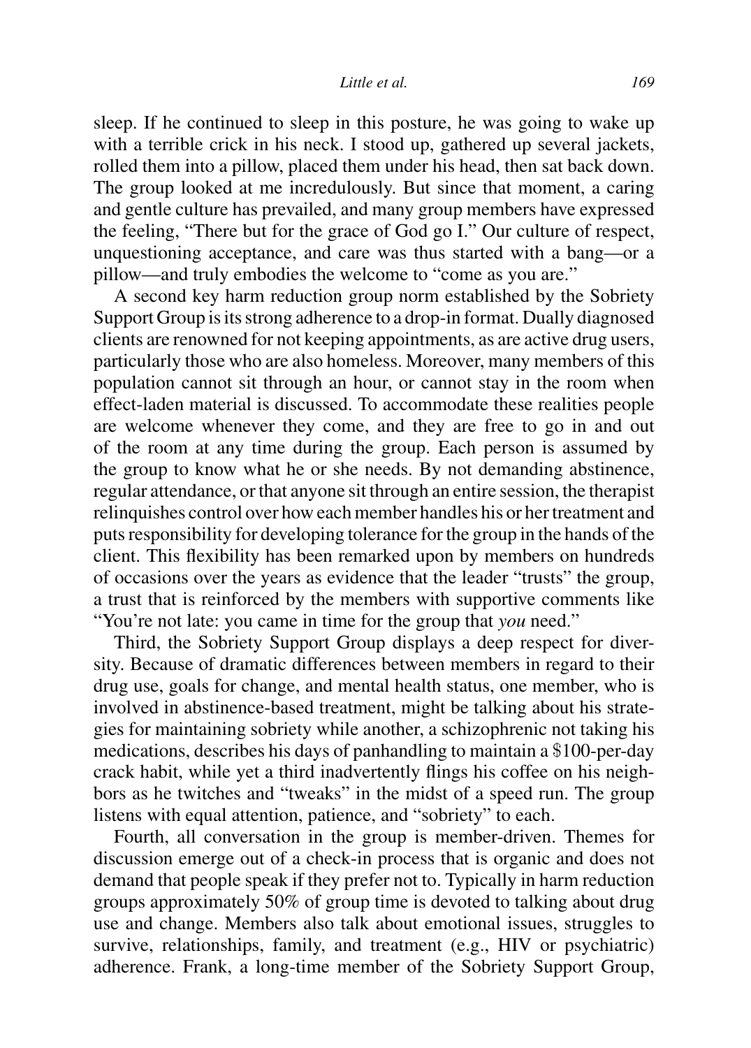sleep. If he continued to sleep in this posture, he was going to wake up with a terrible crick in his neck. I stood up, gathered up several jackets, rolled them into a pillow, placed them under his head, then sat back down. The group looked at me incredulously. But since that moment, a caring and gentle culture has prevailed, and many group members have expressed the feeling, "There but for the grace of God go I." Our culture of respect, unquestioning acceptance, and care was thus started with a bang—or a pillow—and truly embodies the welcome to "come as you are."

A second key harm reduction group norm established by the Sobriety Support Group is its strong adherence to a drop-in format. Dually diagnosed clients are renowned for not keeping appointments, as are active drug users, particularly those who are also homeless. Moreover, many members of this population cannot sit through an hour, or cannot stay in the room when effect-laden material is discussed. To accommodate these realities people are welcome whenever they come, and they are free to go in and out of the room at any time during the group. Each person is assumed by the group to know what he or she needs. By not demanding abstinence, regular attendance, or that anyone sit through an entire session, the therapist relinquishes control over how each member handles his or her treatment and puts responsibility for developing tolerance for the group in the hands of the client. This flexibility has been remarked upon by members on hundreds of occasions over the years as evidence that the leader "trusts" the group, a trust that is reinforced by the members with supportive comments like "You're not late: you came in time for the group that *you* need."

Third, the Sobriety Support Group displays a deep respect for diversity. Because of dramatic differences between members in regard to their drug use, goals for change, and mental health status, one member, who is involved in abstinence-based treatment, might be talking about his strategies for maintaining sobriety while another, a schizophrenic not taking his medications, describes his days of panhandling to maintain a $100-per-day crack habit, while yet a third inadvertently flings his coffee on his neighbors as he twitches and "tweaks" in the midst of a speed run. The group listens with equal attention, patience, and "sobriety" to each.

Fourth, all conversation in the group is member-driven. Themes for discussion emerge out of a check-in process that is organic and does not demand that people speak if they prefer not to. Typically in harm reduction groups approximately 50% of group time is devoted to talking about drug use and change. Members also talk about emotional issues, struggles to survive, relationships, family, and treatment (e.g., HIV or psychiatric) adherence. Frank, a long-time member of the Sobriety Support Group,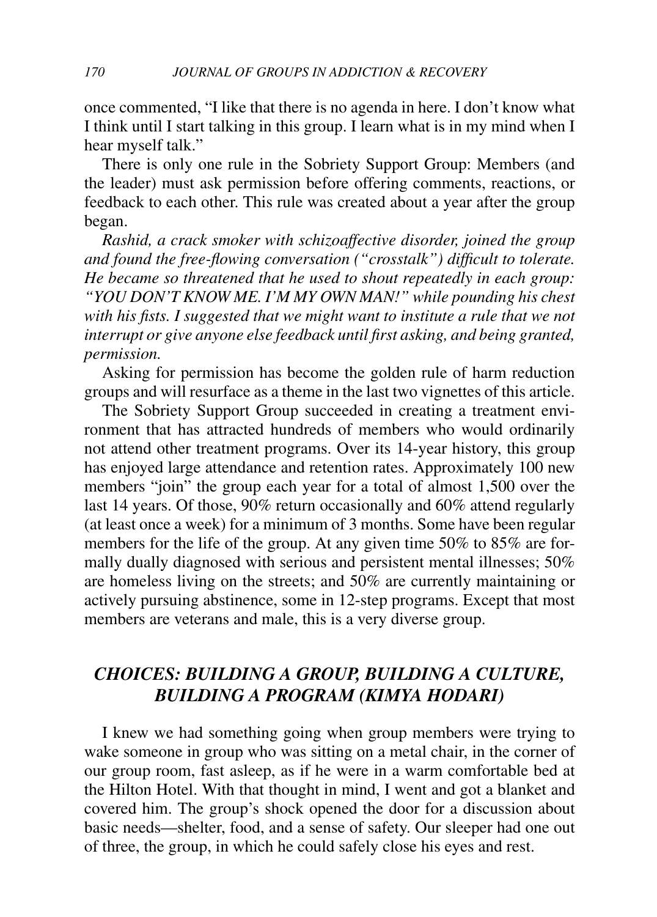once commented, "I like that there is no agenda in here. I don't know what I think until I start talking in this group. I learn what is in my mind when I hear myself talk."

There is only one rule in the Sobriety Support Group: Members (and the leader) must ask permission before offering comments, reactions, or feedback to each other. This rule was created about a year after the group began.

*Rashid, a crack smoker with schizoaffective disorder, joined the group and found the free-flowing conversation ("crosstalk") difficult to tolerate. He became so threatened that he used to shout repeatedly in each group: "YOU DON'T KNOW ME. I'M MY OWN MAN!" while pounding his chest with his fists. I suggested that we might want to institute a rule that we not interrupt or give anyone else feedback until first asking, and being granted, permission.*

Asking for permission has become the golden rule of harm reduction groups and will resurface as a theme in the last two vignettes of this article.

The Sobriety Support Group succeeded in creating a treatment environment that has attracted hundreds of members who would ordinarily not attend other treatment programs. Over its 14-year history, this group has enjoyed large attendance and retention rates. Approximately 100 new members "join" the group each year for a total of almost 1,500 over the last 14 years. Of those, 90% return occasionally and 60% attend regularly (at least once a week) for a minimum of 3 months. Some have been regular members for the life of the group. At any given time 50% to 85% are formally dually diagnosed with serious and persistent mental illnesses; 50% are homeless living on the streets; and 50% are currently maintaining or actively pursuing abstinence, some in 12-step programs. Except that most members are veterans and male, this is a very diverse group.

## *CHOICES: BUILDING A GROUP, BUILDING A CULTURE, BUILDING A PROGRAM (KIMYA HODARI)*

I knew we had something going when group members were trying to wake someone in group who was sitting on a metal chair, in the corner of our group room, fast asleep, as if he were in a warm comfortable bed at the Hilton Hotel. With that thought in mind, I went and got a blanket and covered him. The group's shock opened the door for a discussion about basic needs—shelter, food, and a sense of safety. Our sleeper had one out of three, the group, in which he could safely close his eyes and rest.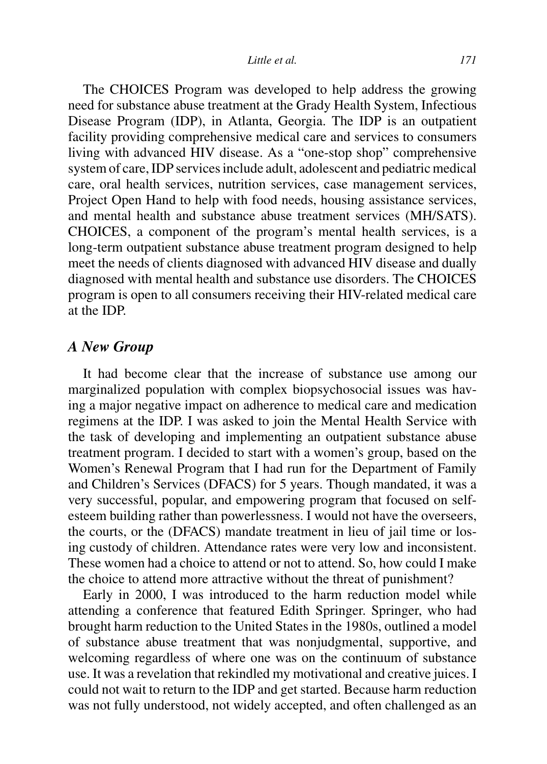The CHOICES Program was developed to help address the growing need for substance abuse treatment at the Grady Health System, Infectious Disease Program (IDP), in Atlanta, Georgia. The IDP is an outpatient facility providing comprehensive medical care and services to consumers living with advanced HIV disease. As a "one-stop shop" comprehensive system of care, IDP services include adult, adolescent and pediatric medical care, oral health services, nutrition services, case management services, Project Open Hand to help with food needs, housing assistance services, and mental health and substance abuse treatment services (MH/SATS). CHOICES, a component of the program's mental health services, is a long-term outpatient substance abuse treatment program designed to help meet the needs of clients diagnosed with advanced HIV disease and dually diagnosed with mental health and substance use disorders. The CHOICES program is open to all consumers receiving their HIV-related medical care at the IDP.

## *A New Group*

It had become clear that the increase of substance use among our marginalized population with complex biopsychosocial issues was having a major negative impact on adherence to medical care and medication regimens at the IDP. I was asked to join the Mental Health Service with the task of developing and implementing an outpatient substance abuse treatment program. I decided to start with a women's group, based on the Women's Renewal Program that I had run for the Department of Family and Children's Services (DFACS) for 5 years. Though mandated, it was a very successful, popular, and empowering program that focused on self-esteem building rather than powerlessness. I would not have the overseers, the courts, or the (DFACS) mandate treatment in lieu of jail time or losing custody of children. Attendance rates were very low and inconsistent. These women had a choice to attend or not to attend. So, how could I make the choice to attend more attractive without the threat of punishment?

Early in 2000, I was introduced to the harm reduction model while attending a conference that featured Edith Springer. Springer, who had brought harm reduction to the United States in the 1980s, outlined a model of substance abuse treatment that was nonjudgmental, supportive, and welcoming regardless of where one was on the continuum of substance use. It was a revelation that rekindled my motivational and creative juices. I could not wait to return to the IDP and get started. Because harm reduction was not fully understood, not widely accepted, and often challenged as an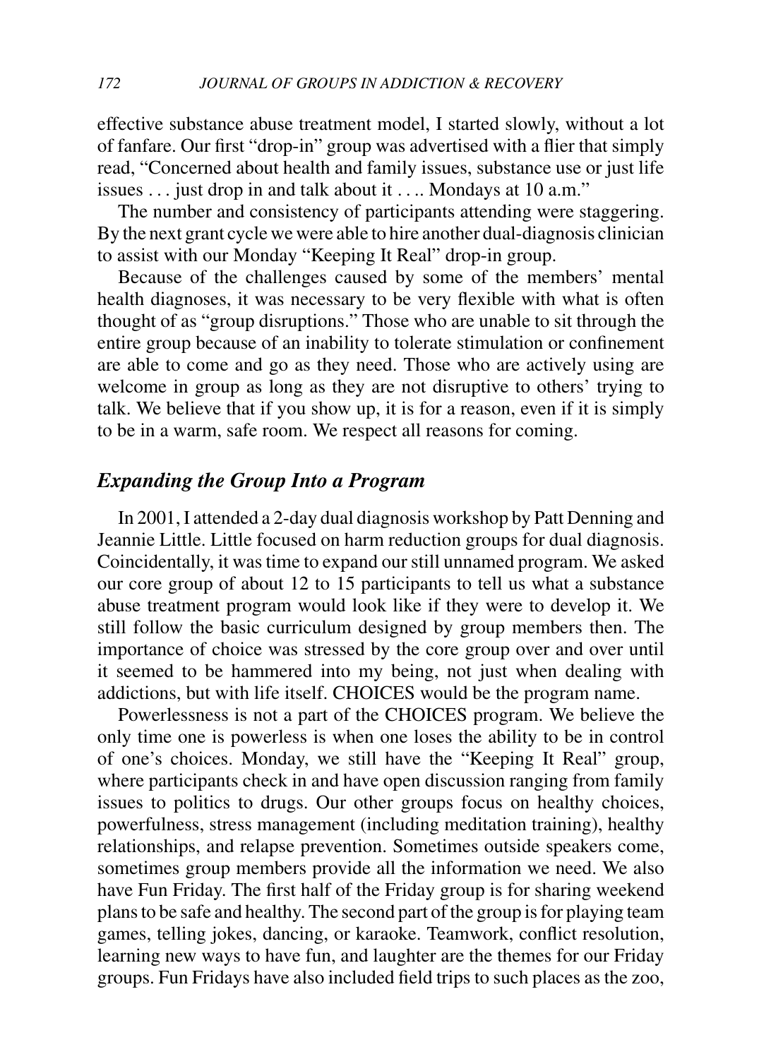effective substance abuse treatment model, I started slowly, without a lot of fanfare. Our first "drop-in" group was advertised with a flier that simply read, "Concerned about health and family issues, substance use or just life issues . . . just drop in and talk about it . . .. Mondays at 10 a.m."

The number and consistency of participants attending were staggering. By the next grant cycle we were able to hire another dual-diagnosis clinician to assist with our Monday "Keeping It Real" drop-in group.

Because of the challenges caused by some of the members' mental health diagnoses, it was necessary to be very flexible with what is often thought of as "group disruptions." Those who are unable to sit through the entire group because of an inability to tolerate stimulation or confinement are able to come and go as they need. Those who are actively using are welcome in group as long as they are not disruptive to others' trying to talk. We believe that if you show up, it is for a reason, even if it is simply to be in a warm, safe room. We respect all reasons for coming.

### *Expanding the Group Into a Program*

In 2001, I attended a 2-day dual diagnosis workshop by Patt Denning and Jeannie Little. Little focused on harm reduction groups for dual diagnosis. Coincidentally, it was time to expand our still unnamed program. We asked our core group of about 12 to 15 participants to tell us what a substance abuse treatment program would look like if they were to develop it. We still follow the basic curriculum designed by group members then. The importance of choice was stressed by the core group over and over until it seemed to be hammered into my being, not just when dealing with addictions, but with life itself. CHOICES would be the program name.

Powerlessness is not a part of the CHOICES program. We believe the only time one is powerless is when one loses the ability to be in control of one's choices. Monday, we still have the "Keeping It Real" group, where participants check in and have open discussion ranging from family issues to politics to drugs. Our other groups focus on healthy choices, powerfulness, stress management (including meditation training), healthy relationships, and relapse prevention. Sometimes outside speakers come, sometimes group members provide all the information we need. We also have Fun Friday. The first half of the Friday group is for sharing weekend plans to be safe and healthy. The second part of the group is for playing team games, telling jokes, dancing, or karaoke. Teamwork, conflict resolution, learning new ways to have fun, and laughter are the themes for our Friday groups. Fun Fridays have also included field trips to such places as the zoo,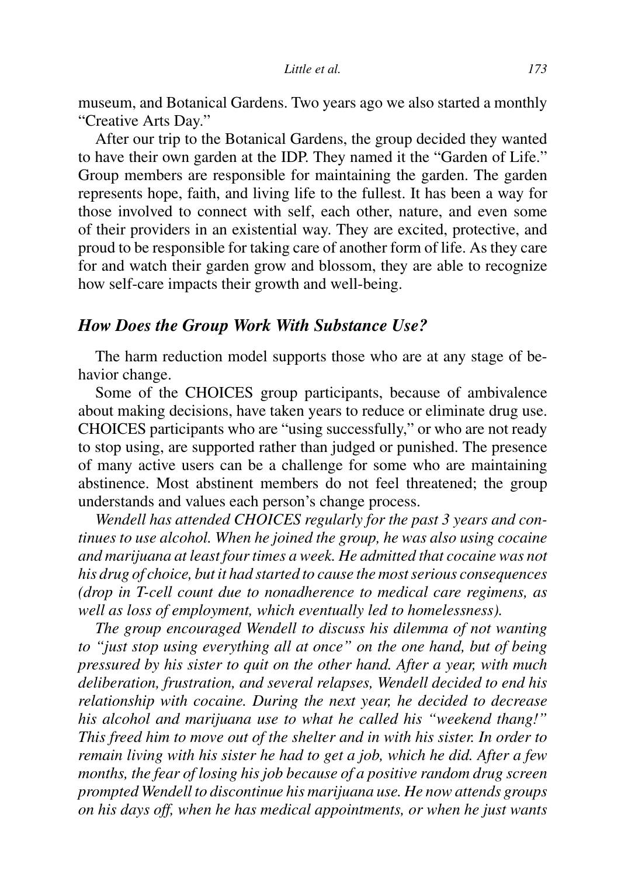museum, and Botanical Gardens. Two years ago we also started a monthly "Creative Arts Day."

After our trip to the Botanical Gardens, the group decided they wanted to have their own garden at the IDP. They named it the "Garden of Life." Group members are responsible for maintaining the garden. The garden represents hope, faith, and living life to the fullest. It has been a way for those involved to connect with self, each other, nature, and even some of their providers in an existential way. They are excited, protective, and proud to be responsible for taking care of another form of life. As they care for and watch their garden grow and blossom, they are able to recognize how self-care impacts their growth and well-being.

### *How Does the Group Work With Substance Use?*

The harm reduction model supports those who are at any stage of behavior change.

Some of the CHOICES group participants, because of ambivalence about making decisions, have taken years to reduce or eliminate drug use. CHOICES participants who are "using successfully," or who are not ready to stop using, are supported rather than judged or punished. The presence of many active users can be a challenge for some who are maintaining abstinence. Most abstinent members do not feel threatened; the group understands and values each person's change process.

*Wendell has attended CHOICES regularly for the past 3 years and continues to use alcohol. When he joined the group, he was also using cocaine and marijuana at least four times a week. He admitted that cocaine was not his drug of choice, but it had started to cause the most serious consequences (drop in T-cell count due to nonadherence to medical care regimens, as well as loss of employment, which eventually led to homelessness).*

*The group encouraged Wendell to discuss his dilemma of not wanting to "just stop using everything all at once" on the one hand, but of being pressured by his sister to quit on the other hand. After a year, with much deliberation, frustration, and several relapses, Wendell decided to end his relationship with cocaine. During the next year, he decided to decrease his alcohol and marijuana use to what he called his "weekend thang!" This freed him to move out of the shelter and in with his sister. In order to remain living with his sister he had to get a job, which he did. After a few months, the fear of losing his job because of a positive random drug screen prompted Wendell to discontinue his marijuana use. He now attends groups on his days off, when he has medical appointments, or when he just wants*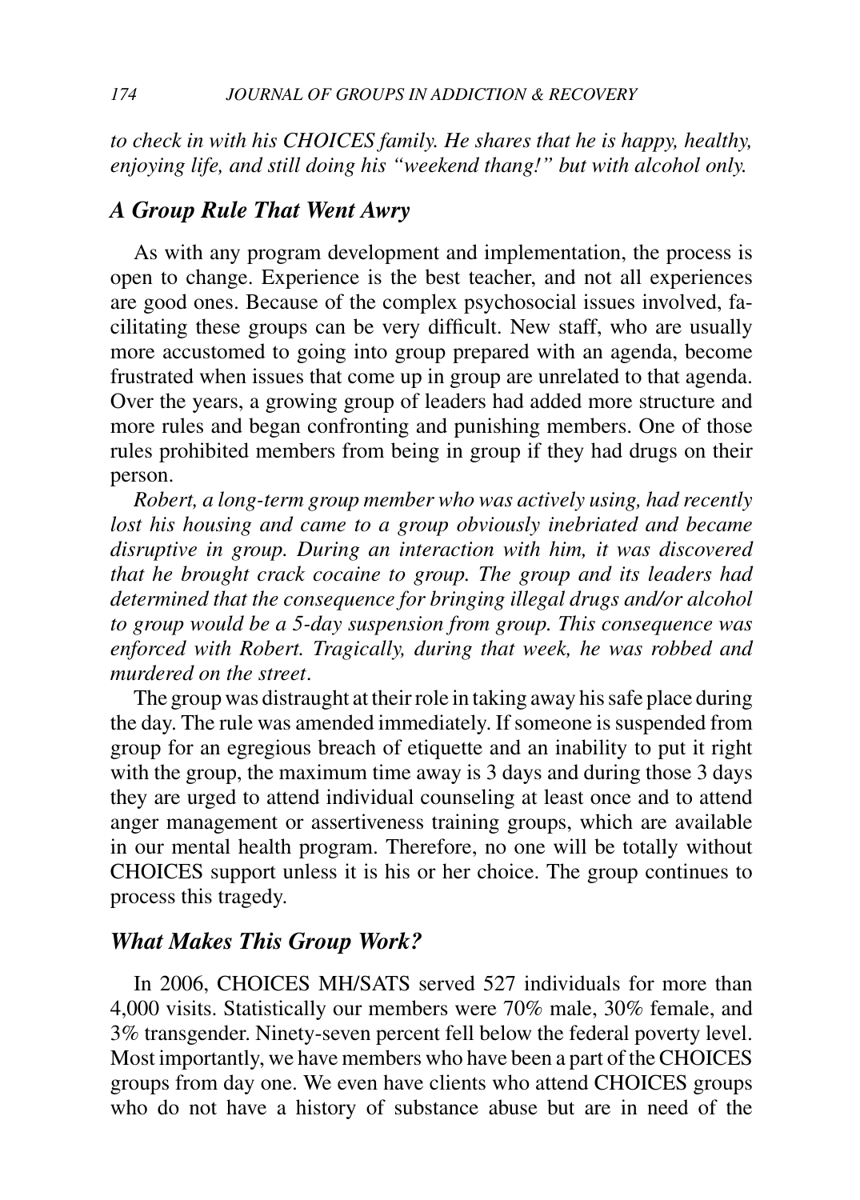*to check in with his CHOICES family. He shares that he is happy, healthy, enjoying life, and still doing his "weekend thang!" but with alcohol only.*

### *A Group Rule That Went Awry*

As with any program development and implementation, the process is open to change. Experience is the best teacher, and not all experiences are good ones. Because of the complex psychosocial issues involved, facilitating these groups can be very difficult. New staff, who are usually more accustomed to going into group prepared with an agenda, become frustrated when issues that come up in group are unrelated to that agenda. Over the years, a growing group of leaders had added more structure and more rules and began confronting and punishing members. One of those rules prohibited members from being in group if they had drugs on their person.

*Robert, a long-term group member who was actively using, had recently lost his housing and came to a group obviously inebriated and became disruptive in group. During an interaction with him, it was discovered that he brought crack cocaine to group. The group and its leaders had determined that the consequence for bringing illegal drugs and/or alcohol to group would be a 5-day suspension from group. This consequence was enforced with Robert. Tragically, during that week, he was robbed and murdered on the street*.

The group was distraught at their role in taking away his safe place during the day. The rule was amended immediately. If someone is suspended from group for an egregious breach of etiquette and an inability to put it right with the group, the maximum time away is 3 days and during those 3 days they are urged to attend individual counseling at least once and to attend anger management or assertiveness training groups, which are available in our mental health program. Therefore, no one will be totally without CHOICES support unless it is his or her choice. The group continues to process this tragedy.

### *What Makes This Group Work?*

In 2006, CHOICES MH/SATS served 527 individuals for more than 4,000 visits. Statistically our members were 70% male, 30% female, and 3% transgender. Ninety-seven percent fell below the federal poverty level. Most importantly, we have members who have been a part of the CHOICES groups from day one. We even have clients who attend CHOICES groups who do not have a history of substance abuse but are in need of the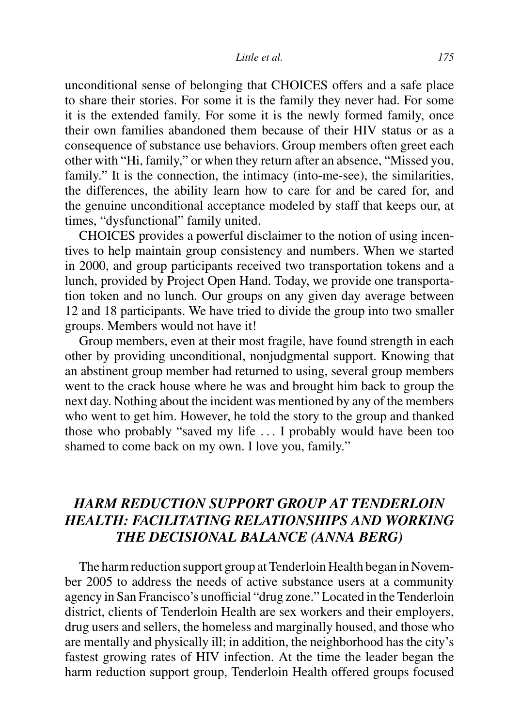unconditional sense of belonging that CHOICES offers and a safe place to share their stories. For some it is the family they never had. For some it is the extended family. For some it is the newly formed family, once their own families abandoned them because of their HIV status or as a consequence of substance use behaviors. Group members often greet each other with "Hi, family," or when they return after an absence, "Missed you, family." It is the connection, the intimacy (into-me-see), the similarities, the differences, the ability learn how to care for and be cared for, and the genuine unconditional acceptance modeled by staff that keeps our, at times, "dysfunctional" family united.

CHOICES provides a powerful disclaimer to the notion of using incentives to help maintain group consistency and numbers. When we started in 2000, and group participants received two transportation tokens and a lunch, provided by Project Open Hand. Today, we provide one transportation token and no lunch. Our groups on any given day average between 12 and 18 participants. We have tried to divide the group into two smaller groups. Members would not have it!

Group members, even at their most fragile, have found strength in each other by providing unconditional, nonjudgmental support. Knowing that an abstinent group member had returned to using, several group members went to the crack house where he was and brought him back to group the next day. Nothing about the incident was mentioned by any of the members who went to get him. However, he told the story to the group and thanked those who probably "saved my life . . . I probably would have been too shamed to come back on my own. I love you, family."

## *HARM REDUCTION SUPPORT GROUP AT TENDERLOIN HEALTH: FACILITATING RELATIONSHIPS AND WORKING THE DECISIONAL BALANCE (ANNA BERG)*

The harm reduction support group at Tenderloin Health began in November 2005 to address the needs of active substance users at a community agency in San Francisco's unofficial "drug zone." Located in the Tenderloin district, clients of Tenderloin Health are sex workers and their employers, drug users and sellers, the homeless and marginally housed, and those who are mentally and physically ill; in addition, the neighborhood has the city's fastest growing rates of HIV infection. At the time the leader began the harm reduction support group, Tenderloin Health offered groups focused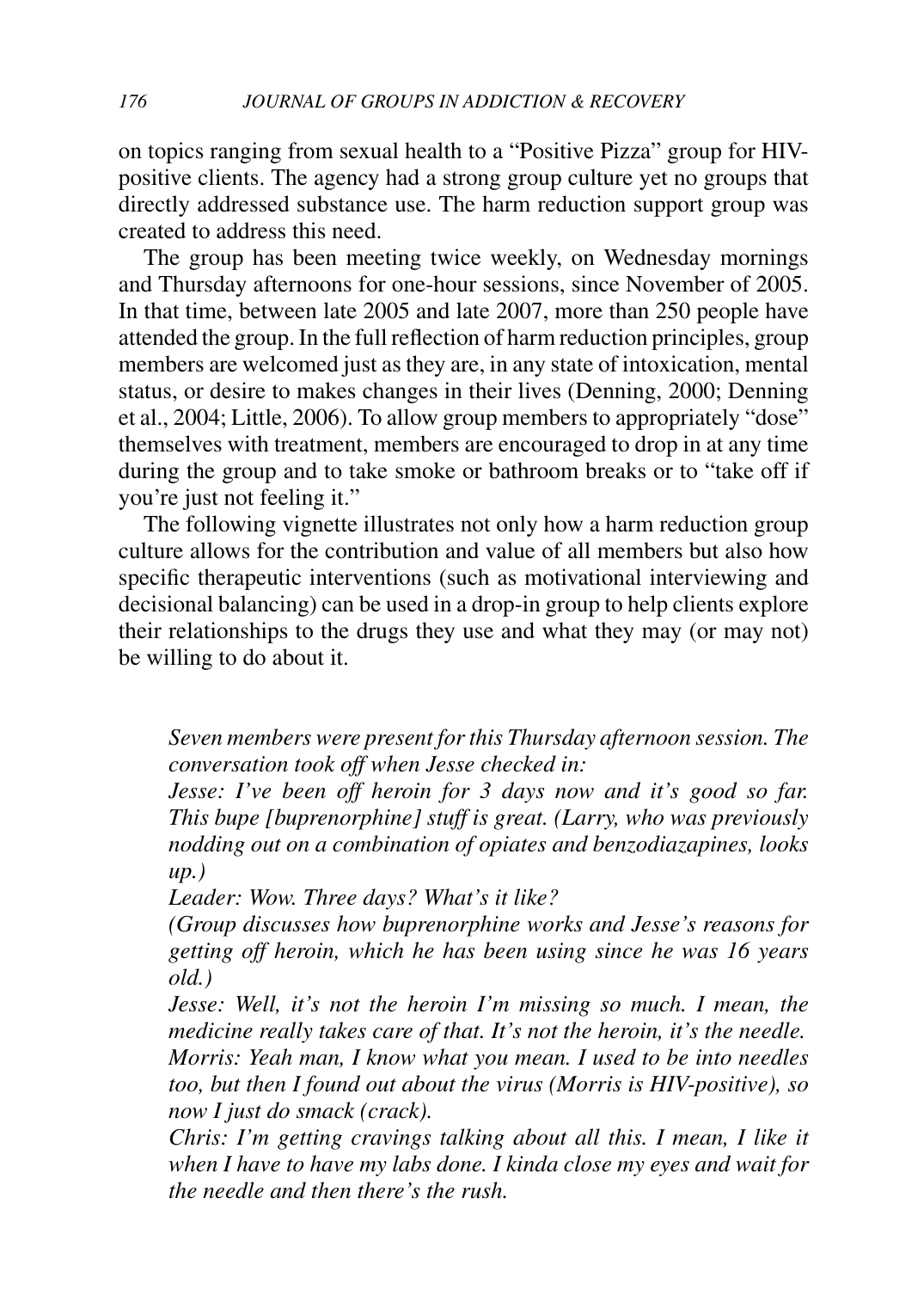on topics ranging from sexual health to a "Positive Pizza" group for HIV-positive clients. The agency had a strong group culture yet no groups that directly addressed substance use. The harm reduction support group was created to address this need.

The group has been meeting twice weekly, on Wednesday mornings and Thursday afternoons for one-hour sessions, since November of 2005. In that time, between late 2005 and late 2007, more than 250 people have attended the group. In the full reflection of harm reduction principles, group members are welcomed just as they are, in any state of intoxication, mental status, or desire to makes changes in their lives (Denning, 2000; Denning et al., 2004; Little, 2006). To allow group members to appropriately "dose" themselves with treatment, members are encouraged to drop in at any time during the group and to take smoke or bathroom breaks or to "take off if you're just not feeling it."

The following vignette illustrates not only how a harm reduction group culture allows for the contribution and value of all members but also how specific therapeutic interventions (such as motivational interviewing and decisional balancing) can be used in a drop-in group to help clients explore their relationships to the drugs they use and what they may (or may not) be willing to do about it.

> *Seven members were present for this Thursday afternoon session. The conversation took off when Jesse checked in:*
>
> *Jesse: I've been off heroin for 3 days now and it's good so far. This bupe [buprenorphine] stuff is great. (Larry, who was previously nodding out on a combination of opiates and benzodiazapines, looks up.)*
>
> *Leader: Wow. Three days? What's it like?*
>
> *(Group discusses how buprenorphine works and Jesse's reasons for getting off heroin, which he has been using since he was 16 years old.)*
>
> *Jesse: Well, it's not the heroin I'm missing so much. I mean, the medicine really takes care of that. It's not the heroin, it's the needle.*
>
> *Morris: Yeah man, I know what you mean. I used to be into needles too, but then I found out about the virus (Morris is HIV-positive), so now I just do smack (crack).*
>
> *Chris: I'm getting cravings talking about all this. I mean, I like it when I have to have my labs done. I kinda close my eyes and wait for the needle and then there's the rush.*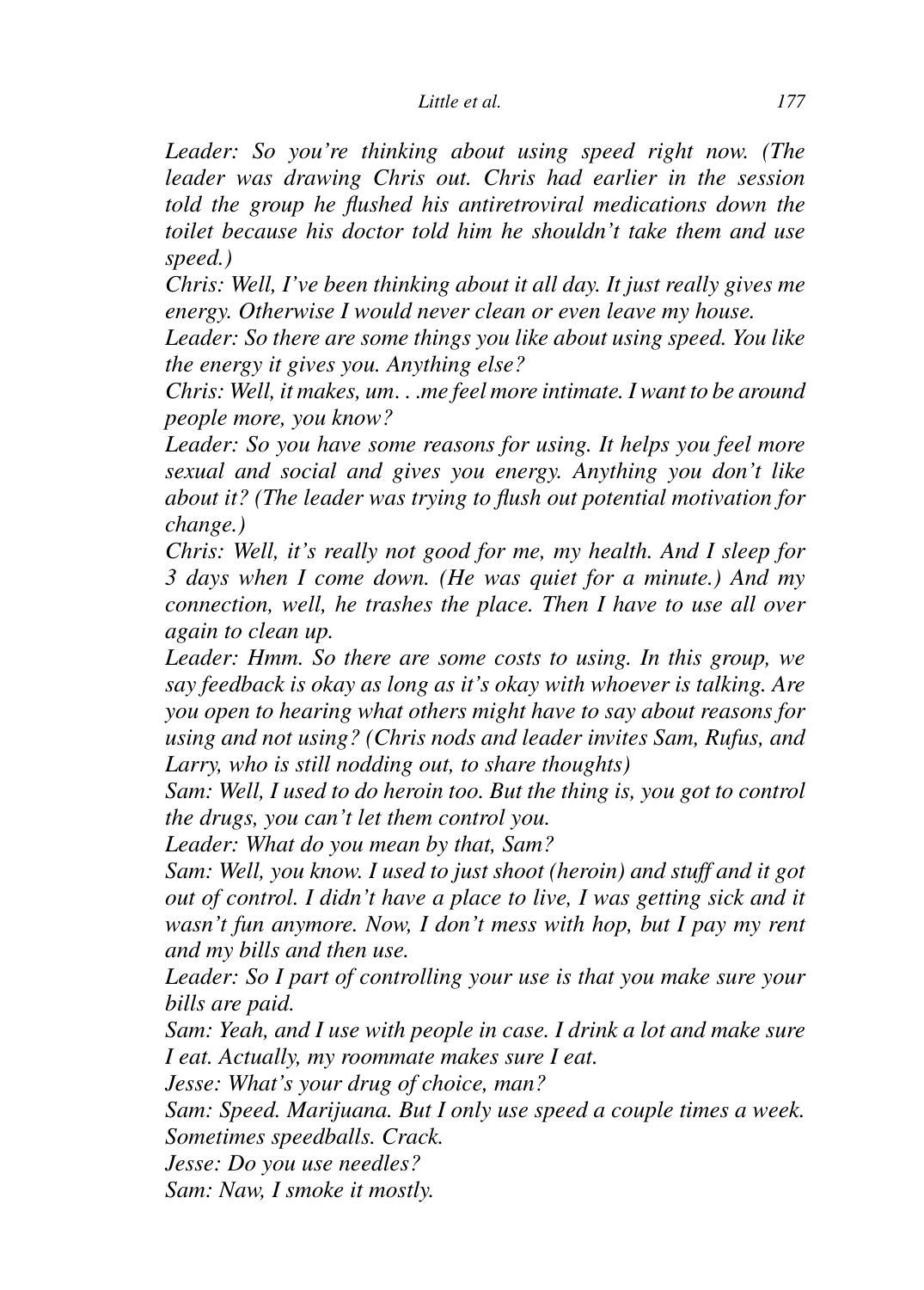*Leader: So you're thinking about using speed right now. (The leader was drawing Chris out. Chris had earlier in the session told the group he flushed his antiretroviral medications down the toilet because his doctor told him he shouldn't take them and use speed.)*

*Chris: Well, I've been thinking about it all day. It just really gives me energy. Otherwise I would never clean or even leave my house.*

*Leader: So there are some things you like about using speed. You like the energy it gives you. Anything else?*

*Chris: Well, it makes, um. . .me feel more intimate. I want to be around people more, you know?*

*Leader: So you have some reasons for using. It helps you feel more sexual and social and gives you energy. Anything you don't like about it? (The leader was trying to flush out potential motivation for change.)*

*Chris: Well, it's really not good for me, my health. And I sleep for 3 days when I come down. (He was quiet for a minute.) And my connection, well, he trashes the place. Then I have to use all over again to clean up.*

*Leader: Hmm. So there are some costs to using. In this group, we say feedback is okay as long as it's okay with whoever is talking. Are you open to hearing what others might have to say about reasons for using and not using? (Chris nods and leader invites Sam, Rufus, and Larry, who is still nodding out, to share thoughts)*

*Sam: Well, I used to do heroin too. But the thing is, you got to control the drugs, you can't let them control you.*

*Leader: What do you mean by that, Sam?*

*Sam: Well, you know. I used to just shoot (heroin) and stuff and it got out of control. I didn't have a place to live, I was getting sick and it wasn't fun anymore. Now, I don't mess with hop, but I pay my rent and my bills and then use.*

*Leader: So I part of controlling your use is that you make sure your bills are paid.*

*Sam: Yeah, and I use with people in case. I drink a lot and make sure I eat. Actually, my roommate makes sure I eat.*

*Jesse: What's your drug of choice, man?*

*Sam: Speed. Marijuana. But I only use speed a couple times a week. Sometimes speedballs. Crack.*

*Jesse: Do you use needles?*

*Sam: Naw, I smoke it mostly.*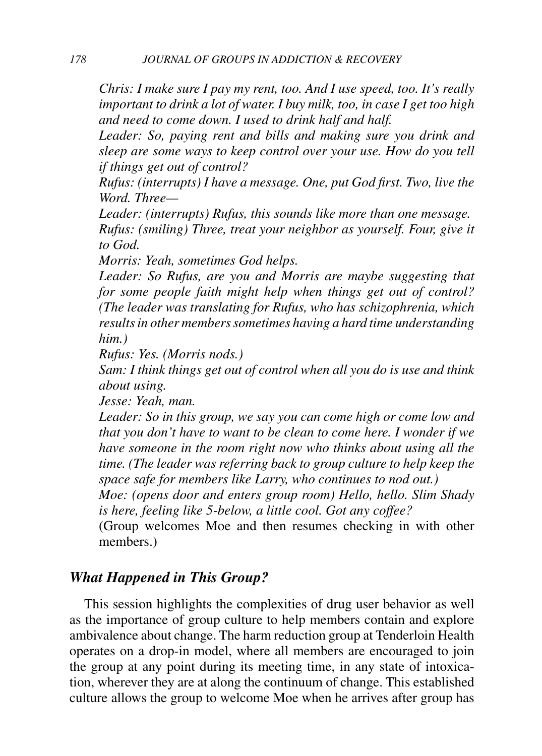*Chris: I make sure I pay my rent, too. And I use speed, too. It's really important to drink a lot of water. I buy milk, too, in case I get too high and need to come down. I used to drink half and half.*

*Leader: So, paying rent and bills and making sure you drink and sleep are some ways to keep control over your use. How do you tell if things get out of control?*

*Rufus: (interrupts) I have a message. One, put God first. Two, live the Word. Three—*

*Leader: (interrupts) Rufus, this sounds like more than one message.*

*Rufus: (smiling) Three, treat your neighbor as yourself. Four, give it to God.*

*Morris: Yeah, sometimes God helps.*

*Leader: So Rufus, are you and Morris are maybe suggesting that for some people faith might help when things get out of control? (The leader was translating for Rufus, who has schizophrenia, which results in other members sometimes having a hard time understanding him.)*

*Rufus: Yes. (Morris nods.)*

*Sam: I think things get out of control when all you do is use and think about using.*

*Jesse: Yeah, man.*

*Leader: So in this group, we say you can come high or come low and that you don't have to want to be clean to come here. I wonder if we have someone in the room right now who thinks about using all the time. (The leader was referring back to group culture to help keep the space safe for members like Larry, who continues to nod out.)*

*Moe: (opens door and enters group room) Hello, hello. Slim Shady is here, feeling like 5-below, a little cool. Got any coffee?*

(Group welcomes Moe and then resumes checking in with other members.)

### *What Happened in This Group?*

This session highlights the complexities of drug user behavior as well as the importance of group culture to help members contain and explore ambivalence about change. The harm reduction group at Tenderloin Health operates on a drop-in model, where all members are encouraged to join the group at any point during its meeting time, in any state of intoxication, wherever they are at along the continuum of change. This established culture allows the group to welcome Moe when he arrives after group has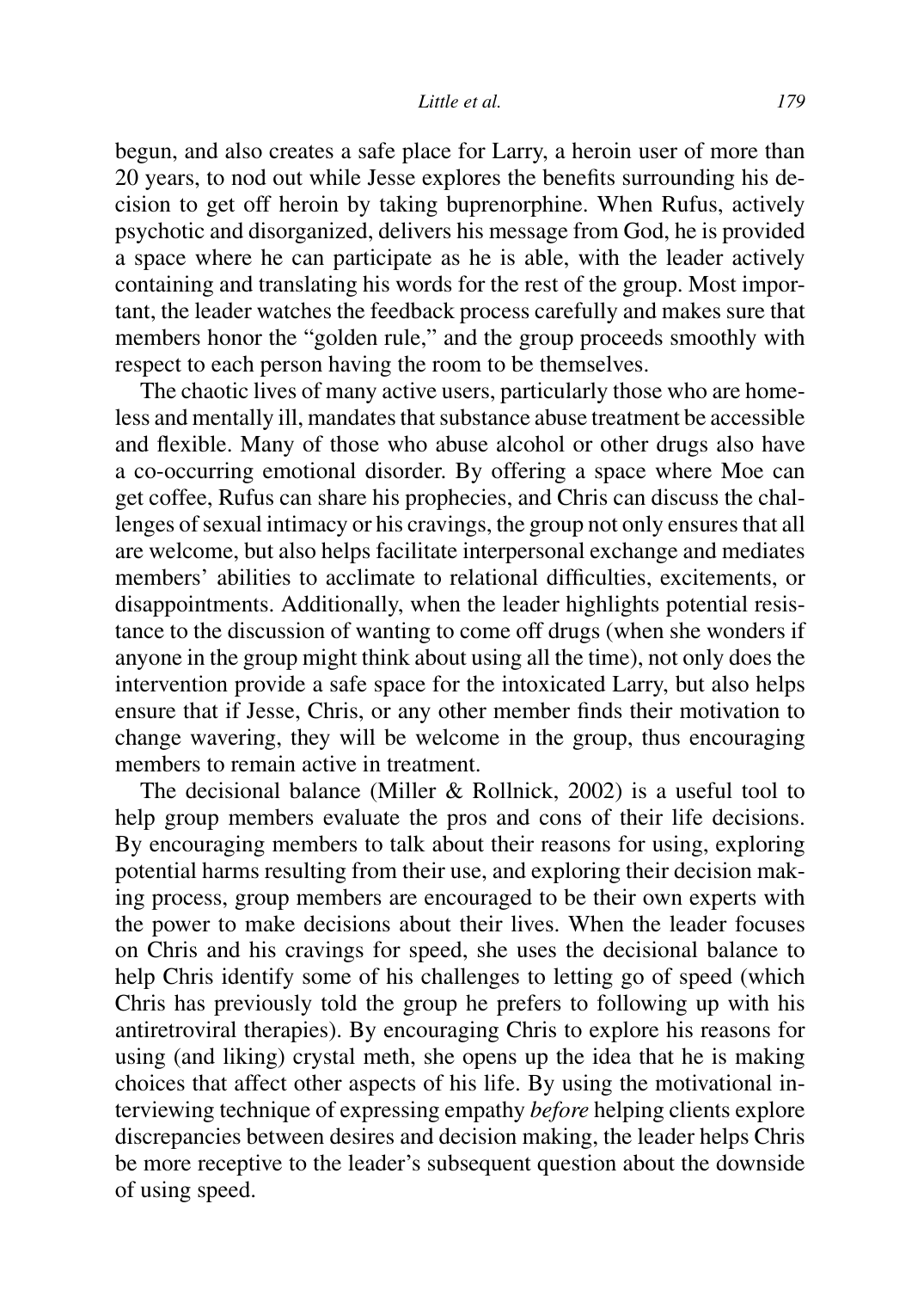begun, and also creates a safe place for Larry, a heroin user of more than 20 years, to nod out while Jesse explores the benefits surrounding his decision to get off heroin by taking buprenorphine. When Rufus, actively psychotic and disorganized, delivers his message from God, he is provided a space where he can participate as he is able, with the leader actively containing and translating his words for the rest of the group. Most important, the leader watches the feedback process carefully and makes sure that members honor the "golden rule," and the group proceeds smoothly with respect to each person having the room to be themselves.

The chaotic lives of many active users, particularly those who are homeless and mentally ill, mandates that substance abuse treatment be accessible and flexible. Many of those who abuse alcohol or other drugs also have a co-occurring emotional disorder. By offering a space where Moe can get coffee, Rufus can share his prophecies, and Chris can discuss the challenges of sexual intimacy or his cravings, the group not only ensures that all are welcome, but also helps facilitate interpersonal exchange and mediates members' abilities to acclimate to relational difficulties, excitements, or disappointments. Additionally, when the leader highlights potential resistance to the discussion of wanting to come off drugs (when she wonders if anyone in the group might think about using all the time), not only does the intervention provide a safe space for the intoxicated Larry, but also helps ensure that if Jesse, Chris, or any other member finds their motivation to change wavering, they will be welcome in the group, thus encouraging members to remain active in treatment.

The decisional balance (Miller & Rollnick, 2002) is a useful tool to help group members evaluate the pros and cons of their life decisions. By encouraging members to talk about their reasons for using, exploring potential harms resulting from their use, and exploring their decision making process, group members are encouraged to be their own experts with the power to make decisions about their lives. When the leader focuses on Chris and his cravings for speed, she uses the decisional balance to help Chris identify some of his challenges to letting go of speed (which Chris has previously told the group he prefers to following up with his antiretroviral therapies). By encouraging Chris to explore his reasons for using (and liking) crystal meth, she opens up the idea that he is making choices that affect other aspects of his life. By using the motivational interviewing technique of expressing empathy *before* helping clients explore discrepancies between desires and decision making, the leader helps Chris be more receptive to the leader's subsequent question about the downside of using speed.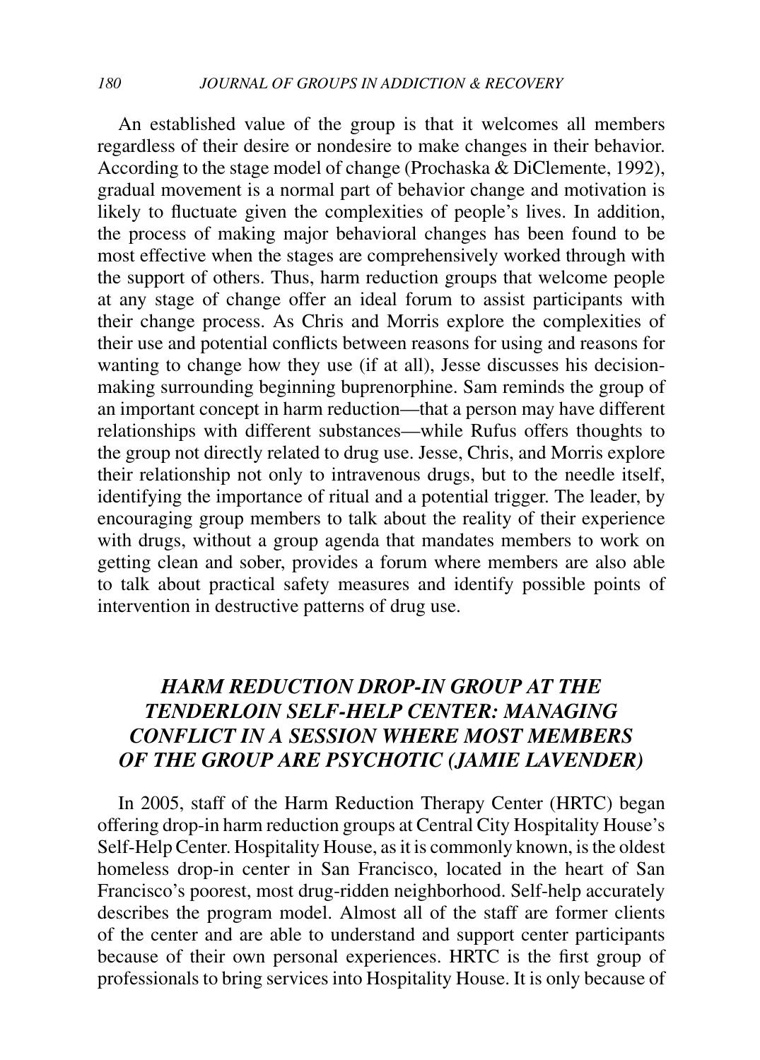An established value of the group is that it welcomes all members regardless of their desire or nondesire to make changes in their behavior. According to the stage model of change (Prochaska & DiClemente, 1992), gradual movement is a normal part of behavior change and motivation is likely to fluctuate given the complexities of people's lives. In addition, the process of making major behavioral changes has been found to be most effective when the stages are comprehensively worked through with the support of others. Thus, harm reduction groups that welcome people at any stage of change offer an ideal forum to assist participants with their change process. As Chris and Morris explore the complexities of their use and potential conflicts between reasons for using and reasons for wanting to change how they use (if at all), Jesse discusses his decision-making surrounding beginning buprenorphine. Sam reminds the group of an important concept in harm reduction—that a person may have different relationships with different substances—while Rufus offers thoughts to the group not directly related to drug use. Jesse, Chris, and Morris explore their relationship not only to intravenous drugs, but to the needle itself, identifying the importance of ritual and a potential trigger. The leader, by encouraging group members to talk about the reality of their experience with drugs, without a group agenda that mandates members to work on getting clean and sober, provides a forum where members are also able to talk about practical safety measures and identify possible points of intervention in destructive patterns of drug use.

## *HARM REDUCTION DROP-IN GROUP AT THE TENDERLOIN SELF-HELP CENTER: MANAGING CONFLICT IN A SESSION WHERE MOST MEMBERS OF THE GROUP ARE PSYCHOTIC (JAMIE LAVENDER)*

In 2005, staff of the Harm Reduction Therapy Center (HRTC) began offering drop-in harm reduction groups at Central City Hospitality House's Self-Help Center. Hospitality House, as it is commonly known, is the oldest homeless drop-in center in San Francisco, located in the heart of San Francisco's poorest, most drug-ridden neighborhood. Self-help accurately describes the program model. Almost all of the staff are former clients of the center and are able to understand and support center participants because of their own personal experiences. HRTC is the first group of professionals to bring services into Hospitality House. It is only because of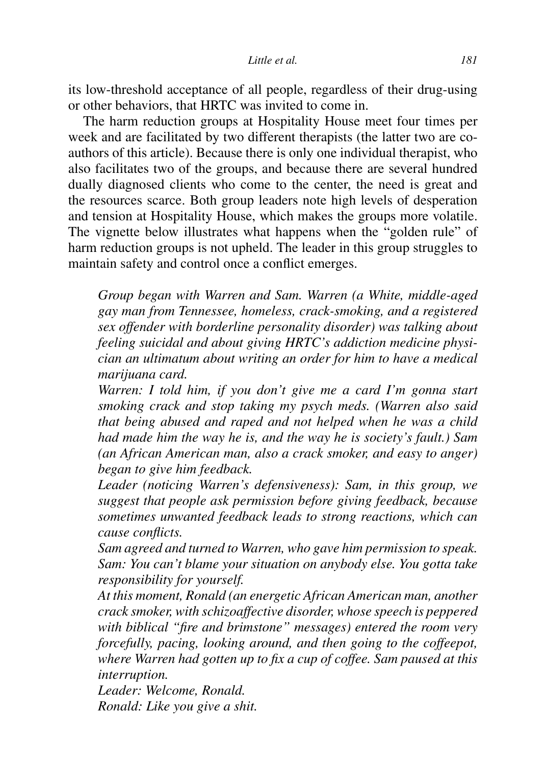its low-threshold acceptance of all people, regardless of their drug-using or other behaviors, that HRTC was invited to come in.

The harm reduction groups at Hospitality House meet four times per week and are facilitated by two different therapists (the latter two are co-authors of this article). Because there is only one individual therapist, who also facilitates two of the groups, and because there are several hundred dually diagnosed clients who come to the center, the need is great and the resources scarce. Both group leaders note high levels of desperation and tension at Hospitality House, which makes the groups more volatile. The vignette below illustrates what happens when the "golden rule" of harm reduction groups is not upheld. The leader in this group struggles to maintain safety and control once a conflict emerges.

> *Group began with Warren and Sam. Warren (a White, middle-aged gay man from Tennessee, homeless, crack-smoking, and a registered sex offender with borderline personality disorder) was talking about feeling suicidal and about giving HRTC's addiction medicine physician an ultimatum about writing an order for him to have a medical marijuana card.*
>
> *Warren: I told him, if you don't give me a card I'm gonna start smoking crack and stop taking my psych meds. (Warren also said that being abused and raped and not helped when he was a child had made him the way he is, and the way he is society's fault.) Sam (an African American man, also a crack smoker, and easy to anger) began to give him feedback.*
>
> *Leader (noticing Warren's defensiveness): Sam, in this group, we suggest that people ask permission before giving feedback, because sometimes unwanted feedback leads to strong reactions, which can cause conflicts.*
>
> *Sam agreed and turned to Warren, who gave him permission to speak.*
>
> *Sam: You can't blame your situation on anybody else. You gotta take responsibility for yourself.*
>
> *At this moment, Ronald (an energetic African American man, another crack smoker, with schizoaffective disorder, whose speech is peppered with biblical "fire and brimstone" messages) entered the room very forcefully, pacing, looking around, and then going to the coffeepot, where Warren had gotten up to fix a cup of coffee. Sam paused at this interruption.*
>
> *Leader: Welcome, Ronald.*
>
> *Ronald: Like you give a shit.*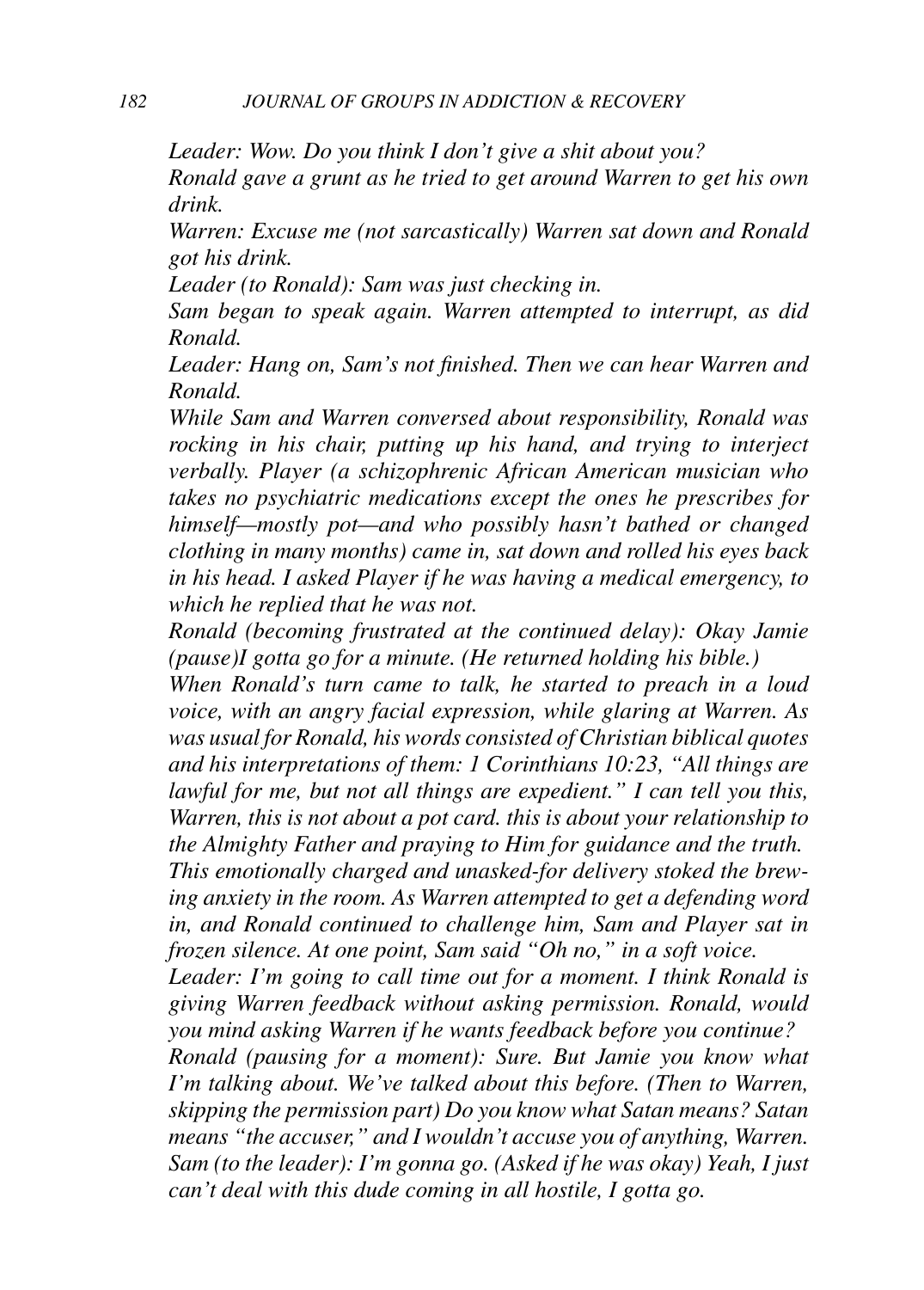*Leader: Wow. Do you think I don't give a shit about you?*

*Ronald gave a grunt as he tried to get around Warren to get his own drink.*

*Warren: Excuse me (not sarcastically) Warren sat down and Ronald got his drink.*

*Leader (to Ronald): Sam was just checking in.*

*Sam began to speak again. Warren attempted to interrupt, as did Ronald.*

*Leader: Hang on, Sam's not finished. Then we can hear Warren and Ronald.*

*While Sam and Warren conversed about responsibility, Ronald was rocking in his chair, putting up his hand, and trying to interject verbally. Player (a schizophrenic African American musician who takes no psychiatric medications except the ones he prescribes for himself—mostly pot—and who possibly hasn't bathed or changed clothing in many months) came in, sat down and rolled his eyes back in his head. I asked Player if he was having a medical emergency, to which he replied that he was not.*

*Ronald (becoming frustrated at the continued delay): Okay Jamie (pause)I gotta go for a minute. (He returned holding his bible.)*

*When Ronald's turn came to talk, he started to preach in a loud voice, with an angry facial expression, while glaring at Warren. As was usual for Ronald, his words consisted of Christian biblical quotes and his interpretations of them: 1 Corinthians 10:23, "All things are lawful for me, but not all things are expedient." I can tell you this, Warren, this is not about a pot card. this is about your relationship to the Almighty Father and praying to Him for guidance and the truth.*

*This emotionally charged and unasked-for delivery stoked the brewing anxiety in the room. As Warren attempted to get a defending word in, and Ronald continued to challenge him, Sam and Player sat in frozen silence. At one point, Sam said "Oh no," in a soft voice.*

*Leader: I'm going to call time out for a moment. I think Ronald is giving Warren feedback without asking permission. Ronald, would you mind asking Warren if he wants feedback before you continue?*

*Ronald (pausing for a moment): Sure. But Jamie you know what I'm talking about. We've talked about this before. (Then to Warren, skipping the permission part) Do you know what Satan means? Satan means "the accuser," and I wouldn't accuse you of anything, Warren.*

*Sam (to the leader): I'm gonna go. (Asked if he was okay) Yeah, I just can't deal with this dude coming in all hostile, I gotta go.*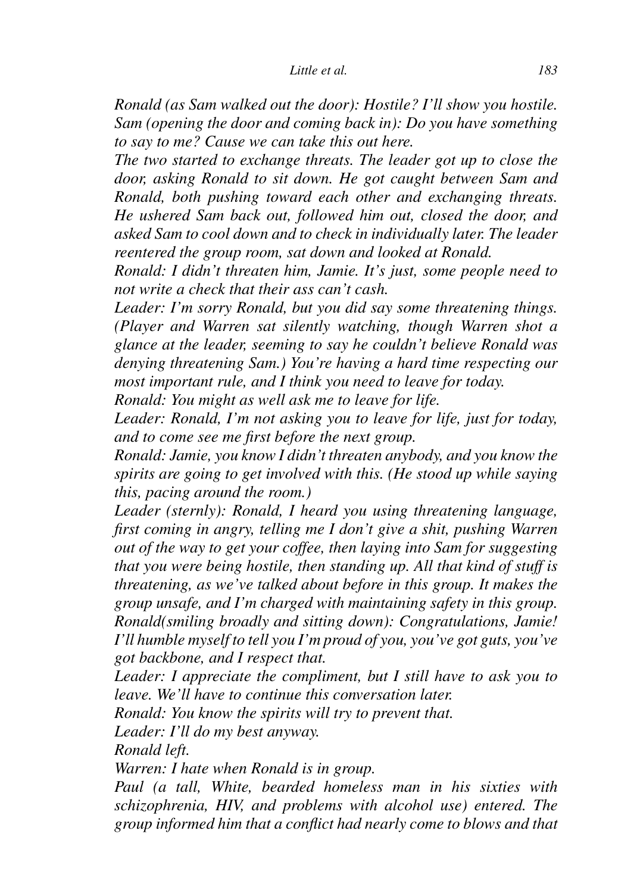*Ronald (as Sam walked out the door): Hostile? I'll show you hostile.*
*Sam (opening the door and coming back in): Do you have something to say to me? Cause we can take this out here.*
*The two started to exchange threats. The leader got up to close the door, asking Ronald to sit down. He got caught between Sam and Ronald, both pushing toward each other and exchanging threats. He ushered Sam back out, followed him out, closed the door, and asked Sam to cool down and to check in individually later. The leader reentered the group room, sat down and looked at Ronald.*
*Ronald: I didn't threaten him, Jamie. It's just, some people need to not write a check that their ass can't cash.*
*Leader: I'm sorry Ronald, but you did say some threatening things. (Player and Warren sat silently watching, though Warren shot a glance at the leader, seeming to say he couldn't believe Ronald was denying threatening Sam.) You're having a hard time respecting our most important rule, and I think you need to leave for today.*
*Ronald: You might as well ask me to leave for life.*
*Leader: Ronald, I'm not asking you to leave for life, just for today, and to come see me first before the next group.*
*Ronald: Jamie, you know I didn't threaten anybody, and you know the spirits are going to get involved with this. (He stood up while saying this, pacing around the room.)*
*Leader (sternly): Ronald, I heard you using threatening language, first coming in angry, telling me I don't give a shit, pushing Warren out of the way to get your coffee, then laying into Sam for suggesting that you were being hostile, then standing up. All that kind of stuff is threatening, as we've talked about before in this group. It makes the group unsafe, and I'm charged with maintaining safety in this group.*
*Ronald(smiling broadly and sitting down): Congratulations, Jamie! I'll humble myself to tell you I'm proud of you, you've got guts, you've got backbone, and I respect that.*
*Leader: I appreciate the compliment, but I still have to ask you to leave. We'll have to continue this conversation later.*
*Ronald: You know the spirits will try to prevent that.*
*Leader: I'll do my best anyway.*
*Ronald left.*
*Warren: I hate when Ronald is in group.*
*Paul (a tall, White, bearded homeless man in his sixties with schizophrenia, HIV, and problems with alcohol use) entered. The group informed him that a conflict had nearly come to blows and that*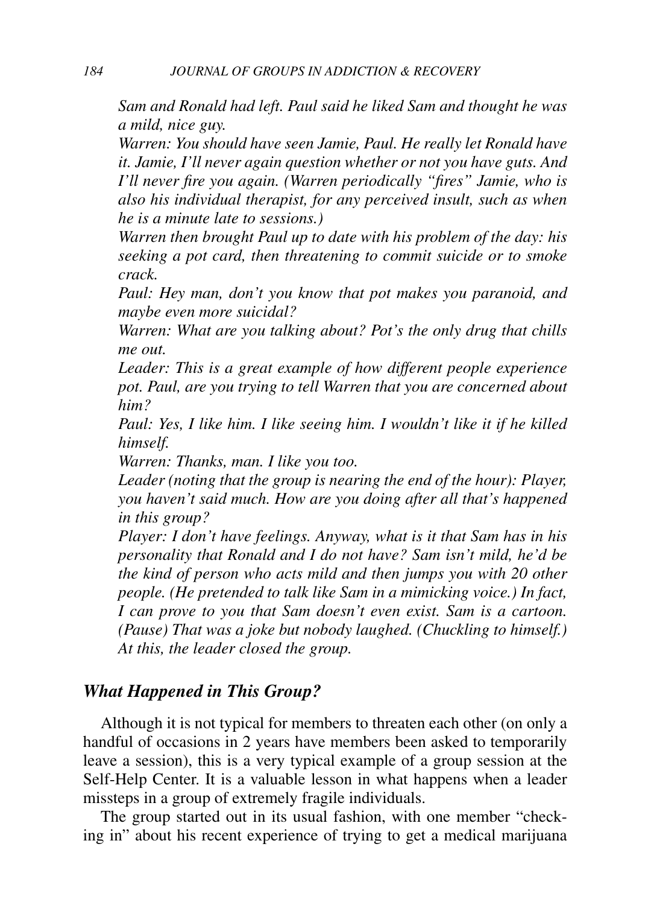*Sam and Ronald had left. Paul said he liked Sam and thought he was a mild, nice guy.*

*Warren: You should have seen Jamie, Paul. He really let Ronald have it. Jamie, I'll never again question whether or not you have guts. And I'll never fire you again. (Warren periodically "fires" Jamie, who is also his individual therapist, for any perceived insult, such as when he is a minute late to sessions.)*

*Warren then brought Paul up to date with his problem of the day: his seeking a pot card, then threatening to commit suicide or to smoke crack.*

*Paul: Hey man, don't you know that pot makes you paranoid, and maybe even more suicidal?*

*Warren: What are you talking about? Pot's the only drug that chills me out.*

*Leader: This is a great example of how different people experience pot. Paul, are you trying to tell Warren that you are concerned about him?*

*Paul: Yes, I like him. I like seeing him. I wouldn't like it if he killed himself.*

*Warren: Thanks, man. I like you too.*

*Leader (noting that the group is nearing the end of the hour): Player, you haven't said much. How are you doing after all that's happened in this group?*

*Player: I don't have feelings. Anyway, what is it that Sam has in his personality that Ronald and I do not have? Sam isn't mild, he'd be the kind of person who acts mild and then jumps you with 20 other people. (He pretended to talk like Sam in a mimicking voice.) In fact, I can prove to you that Sam doesn't even exist. Sam is a cartoon. (Pause) That was a joke but nobody laughed. (Chuckling to himself.)*

*At this, the leader closed the group.*

## *What Happened in This Group?*

Although it is not typical for members to threaten each other (on only a handful of occasions in 2 years have members been asked to temporarily leave a session), this is a very typical example of a group session at the Self-Help Center. It is a valuable lesson in what happens when a leader missteps in a group of extremely fragile individuals.

The group started out in its usual fashion, with one member "checking in" about his recent experience of trying to get a medical marijuana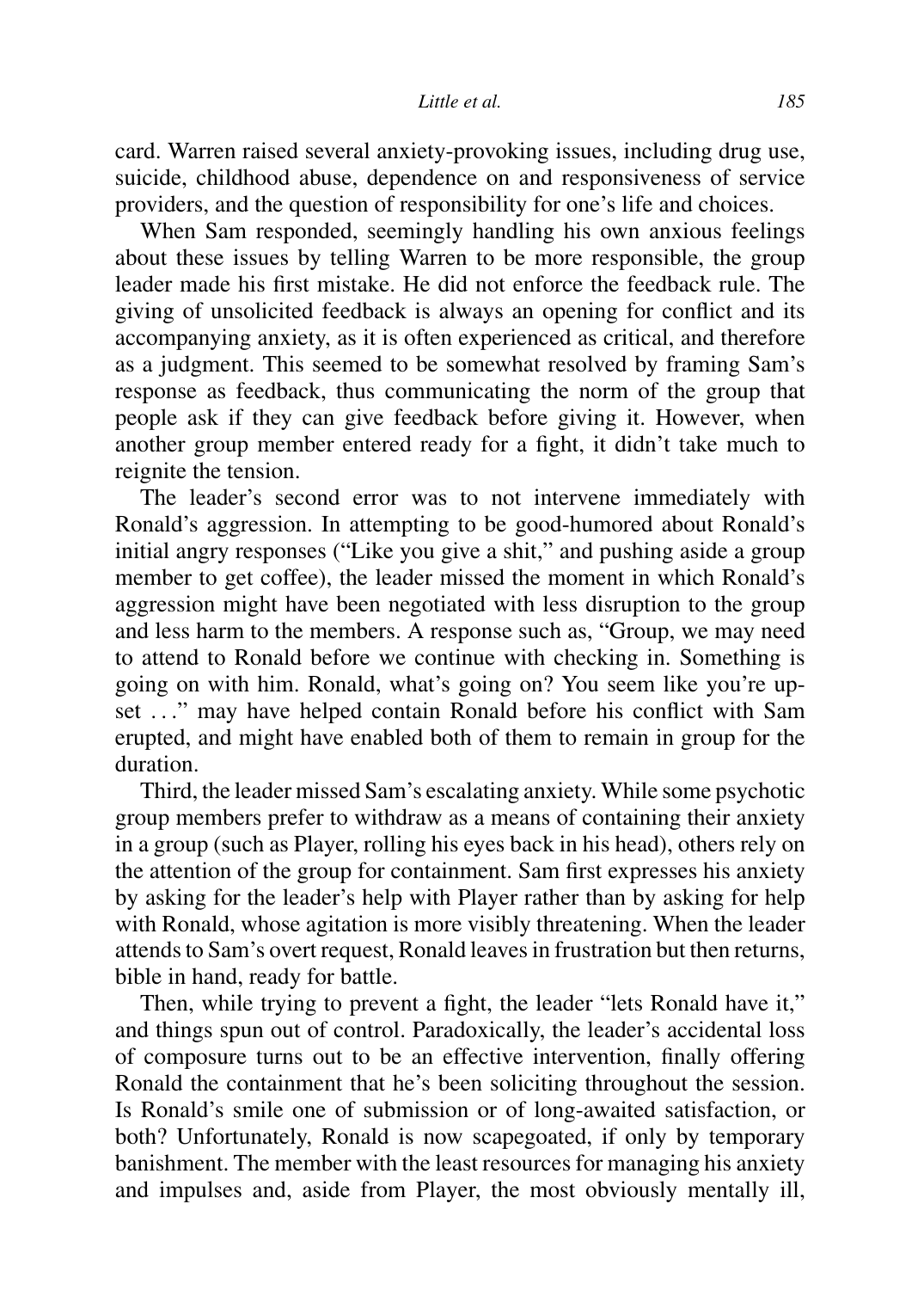card. Warren raised several anxiety-provoking issues, including drug use, suicide, childhood abuse, dependence on and responsiveness of service providers, and the question of responsibility for one's life and choices.

When Sam responded, seemingly handling his own anxious feelings about these issues by telling Warren to be more responsible, the group leader made his first mistake. He did not enforce the feedback rule. The giving of unsolicited feedback is always an opening for conflict and its accompanying anxiety, as it is often experienced as critical, and therefore as a judgment. This seemed to be somewhat resolved by framing Sam's response as feedback, thus communicating the norm of the group that people ask if they can give feedback before giving it. However, when another group member entered ready for a fight, it didn't take much to reignite the tension.

The leader's second error was to not intervene immediately with Ronald's aggression. In attempting to be good-humored about Ronald's initial angry responses ("Like you give a shit," and pushing aside a group member to get coffee), the leader missed the moment in which Ronald's aggression might have been negotiated with less disruption to the group and less harm to the members. A response such as, "Group, we may need to attend to Ronald before we continue with checking in. Something is going on with him. Ronald, what's going on? You seem like you're upset . . ." may have helped contain Ronald before his conflict with Sam erupted, and might have enabled both of them to remain in group for the duration.

Third, the leader missed Sam's escalating anxiety. While some psychotic group members prefer to withdraw as a means of containing their anxiety in a group (such as Player, rolling his eyes back in his head), others rely on the attention of the group for containment. Sam first expresses his anxiety by asking for the leader's help with Player rather than by asking for help with Ronald, whose agitation is more visibly threatening. When the leader attends to Sam's overt request, Ronald leaves in frustration but then returns, bible in hand, ready for battle.

Then, while trying to prevent a fight, the leader "lets Ronald have it," and things spun out of control. Paradoxically, the leader's accidental loss of composure turns out to be an effective intervention, finally offering Ronald the containment that he's been soliciting throughout the session. Is Ronald's smile one of submission or of long-awaited satisfaction, or both? Unfortunately, Ronald is now scapegoated, if only by temporary banishment. The member with the least resources for managing his anxiety and impulses and, aside from Player, the most obviously mentally ill,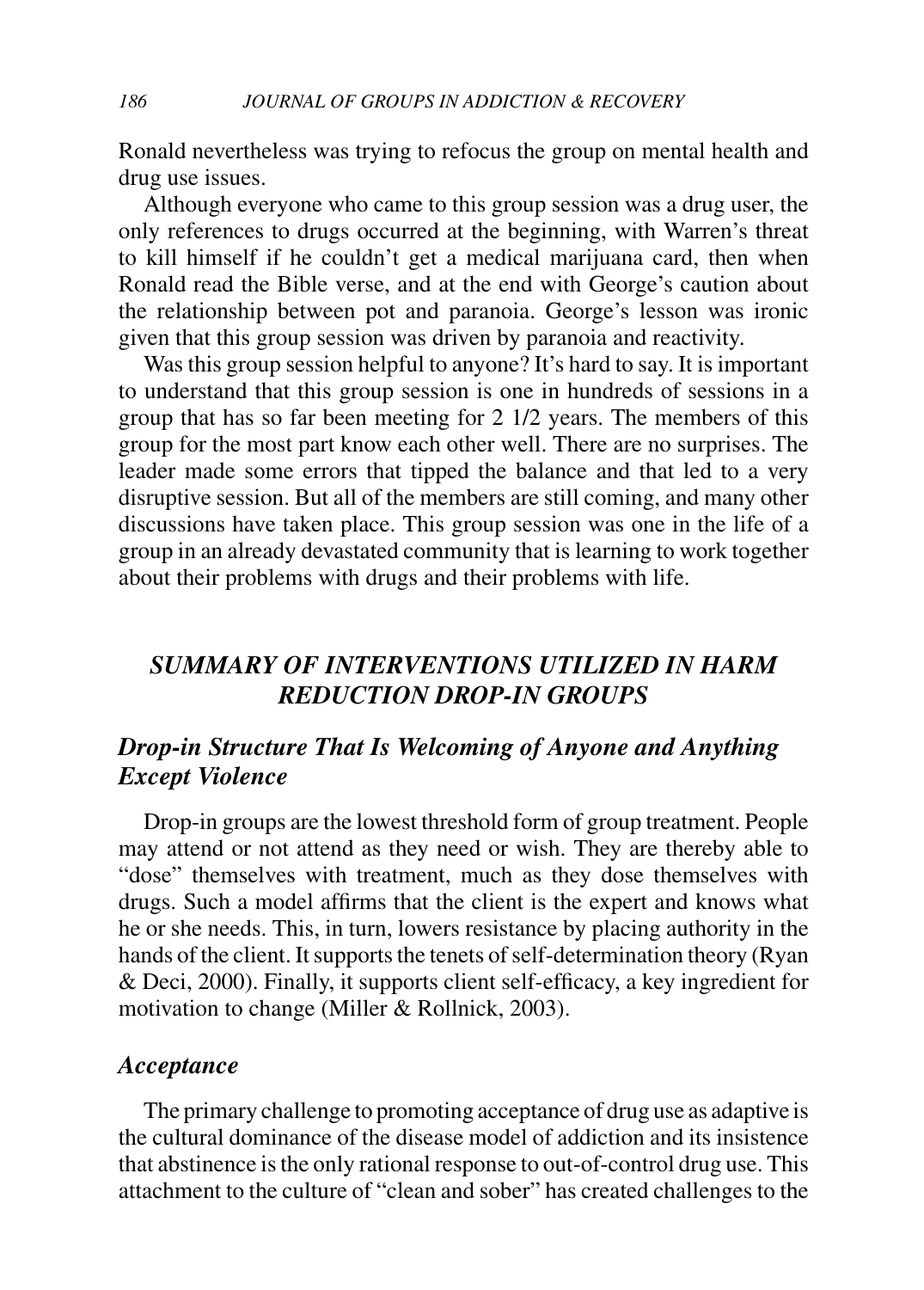Ronald nevertheless was trying to refocus the group on mental health and drug use issues.

Although everyone who came to this group session was a drug user, the only references to drugs occurred at the beginning, with Warren's threat to kill himself if he couldn't get a medical marijuana card, then when Ronald read the Bible verse, and at the end with George's caution about the relationship between pot and paranoia. George's lesson was ironic given that this group session was driven by paranoia and reactivity.

Was this group session helpful to anyone? It's hard to say. It is important to understand that this group session is one in hundreds of sessions in a group that has so far been meeting for 2 1/2 years. The members of this group for the most part know each other well. There are no surprises. The leader made some errors that tipped the balance and that led to a very disruptive session. But all of the members are still coming, and many other discussions have taken place. This group session was one in the life of a group in an already devastated community that is learning to work together about their problems with drugs and their problems with life.

## *SUMMARY OF INTERVENTIONS UTILIZED IN HARM REDUCTION DROP-IN GROUPS*

### *Drop-in Structure That Is Welcoming of Anyone and Anything Except Violence*

Drop-in groups are the lowest threshold form of group treatment. People may attend or not attend as they need or wish. They are thereby able to "dose" themselves with treatment, much as they dose themselves with drugs. Such a model affirms that the client is the expert and knows what he or she needs. This, in turn, lowers resistance by placing authority in the hands of the client. It supports the tenets of self-determination theory (Ryan & Deci, 2000). Finally, it supports client self-efficacy, a key ingredient for motivation to change (Miller & Rollnick, 2003).

### *Acceptance*

The primary challenge to promoting acceptance of drug use as adaptive is the cultural dominance of the disease model of addiction and its insistence that abstinence is the only rational response to out-of-control drug use. This attachment to the culture of "clean and sober" has created challenges to the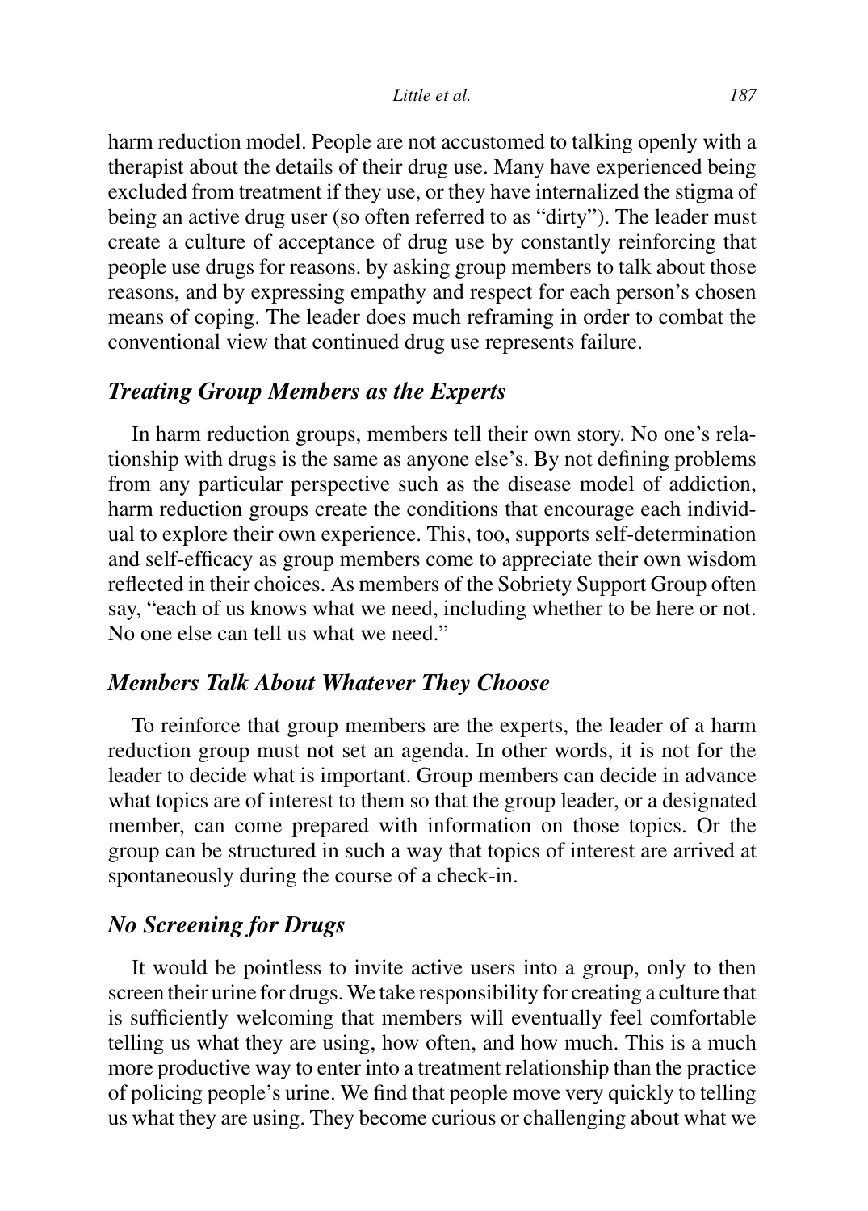harm reduction model. People are not accustomed to talking openly with a therapist about the details of their drug use. Many have experienced being excluded from treatment if they use, or they have internalized the stigma of being an active drug user (so often referred to as "dirty"). The leader must create a culture of acceptance of drug use by constantly reinforcing that people use drugs for reasons. by asking group members to talk about those reasons, and by expressing empathy and respect for each person's chosen means of coping. The leader does much reframing in order to combat the conventional view that continued drug use represents failure.

### *Treating Group Members as the Experts*

In harm reduction groups, members tell their own story. No one's relationship with drugs is the same as anyone else's. By not defining problems from any particular perspective such as the disease model of addiction, harm reduction groups create the conditions that encourage each individual to explore their own experience. This, too, supports self-determination and self-efficacy as group members come to appreciate their own wisdom reflected in their choices. As members of the Sobriety Support Group often say, "each of us knows what we need, including whether to be here or not. No one else can tell us what we need."

### *Members Talk About Whatever They Choose*

To reinforce that group members are the experts, the leader of a harm reduction group must not set an agenda. In other words, it is not for the leader to decide what is important. Group members can decide in advance what topics are of interest to them so that the group leader, or a designated member, can come prepared with information on those topics. Or the group can be structured in such a way that topics of interest are arrived at spontaneously during the course of a check-in.

### *No Screening for Drugs*

It would be pointless to invite active users into a group, only to then screen their urine for drugs. We take responsibility for creating a culture that is sufficiently welcoming that members will eventually feel comfortable telling us what they are using, how often, and how much. This is a much more productive way to enter into a treatment relationship than the practice of policing people's urine. We find that people move very quickly to telling us what they are using. They become curious or challenging about what we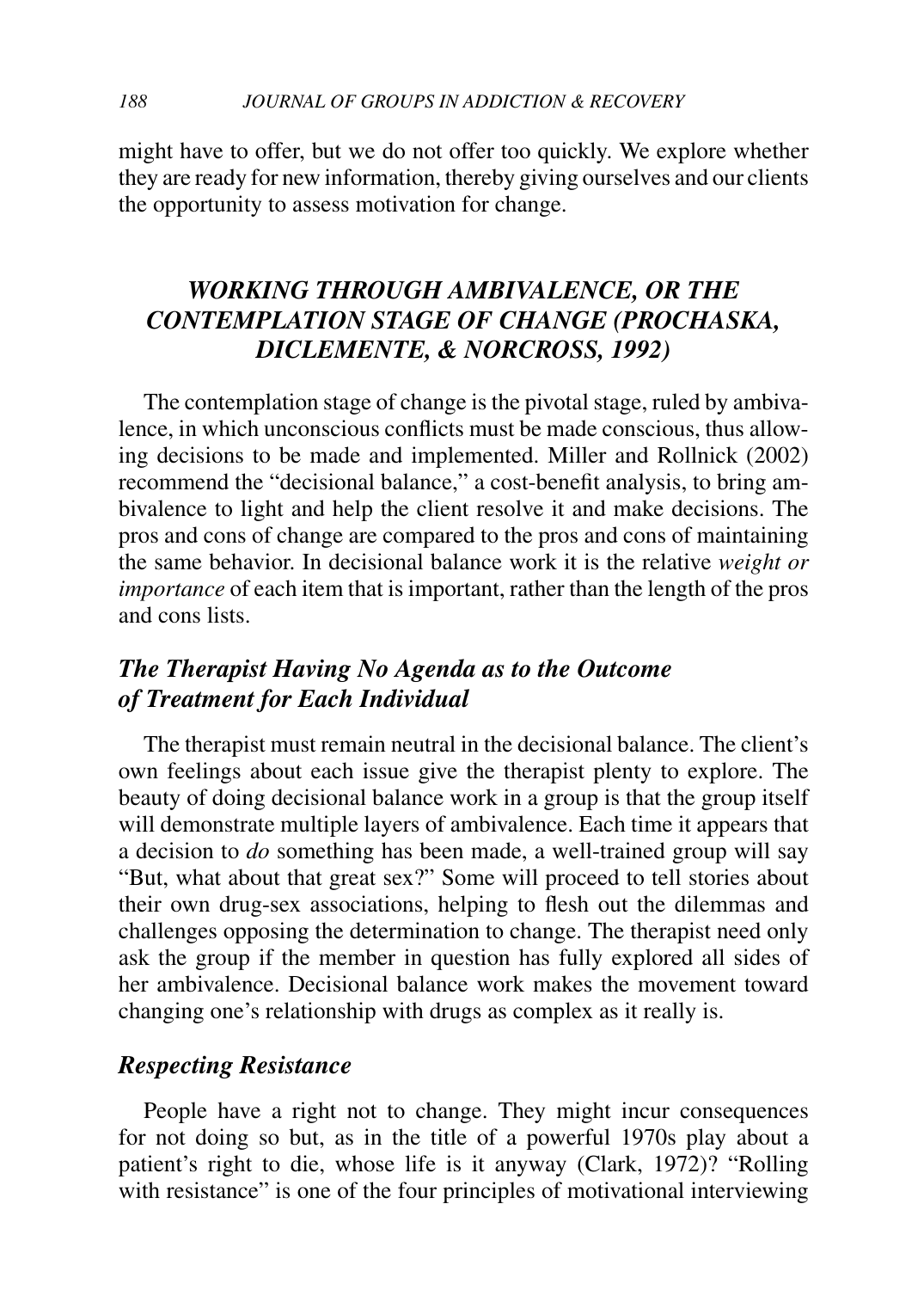might have to offer, but we do not offer too quickly. We explore whether they are ready for new information, thereby giving ourselves and our clients the opportunity to assess motivation for change.

## *WORKING THROUGH AMBIVALENCE, OR THE CONTEMPLATION STAGE OF CHANGE (PROCHASKA, DICLEMENTE, & NORCROSS, 1992)*

The contemplation stage of change is the pivotal stage, ruled by ambivalence, in which unconscious conflicts must be made conscious, thus allowing decisions to be made and implemented. Miller and Rollnick (2002) recommend the "decisional balance," a cost-benefit analysis, to bring ambivalence to light and help the client resolve it and make decisions. The pros and cons of change are compared to the pros and cons of maintaining the same behavior. In decisional balance work it is the relative *weight or importance* of each item that is important, rather than the length of the pros and cons lists.

### *The Therapist Having No Agenda as to the Outcome of Treatment for Each Individual*

The therapist must remain neutral in the decisional balance. The client's own feelings about each issue give the therapist plenty to explore. The beauty of doing decisional balance work in a group is that the group itself will demonstrate multiple layers of ambivalence. Each time it appears that a decision to *do* something has been made, a well-trained group will say "But, what about that great sex?" Some will proceed to tell stories about their own drug-sex associations, helping to flesh out the dilemmas and challenges opposing the determination to change. The therapist need only ask the group if the member in question has fully explored all sides of her ambivalence. Decisional balance work makes the movement toward changing one's relationship with drugs as complex as it really is.

### *Respecting Resistance*

People have a right not to change. They might incur consequences for not doing so but, as in the title of a powerful 1970s play about a patient's right to die, whose life is it anyway (Clark, 1972)? "Rolling with resistance" is one of the four principles of motivational interviewing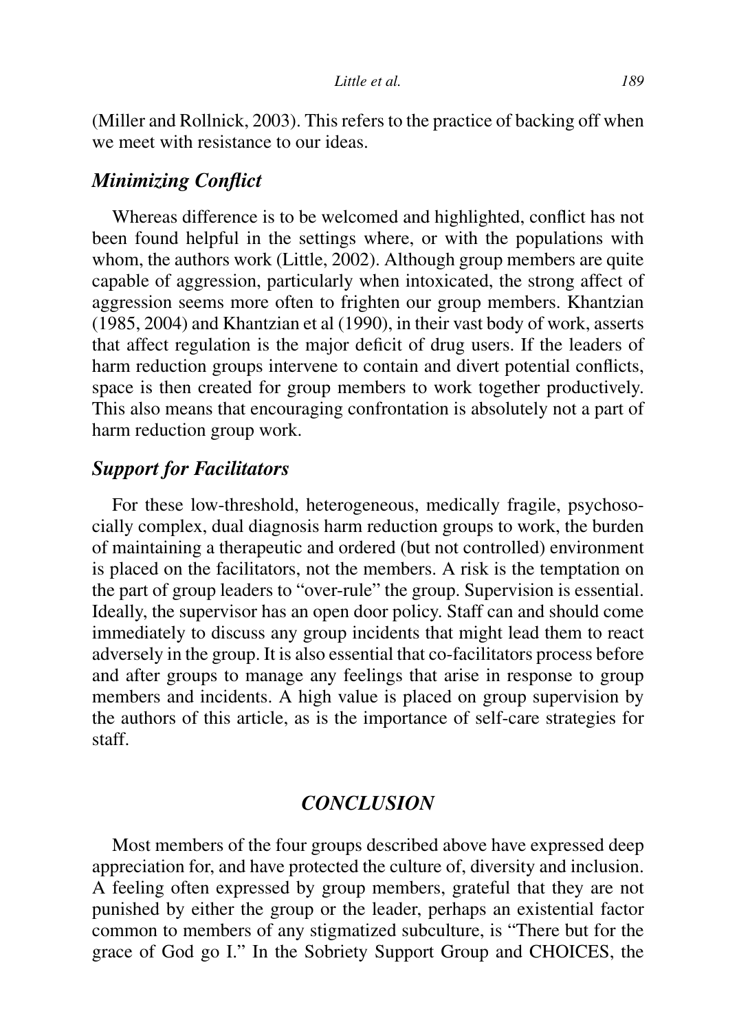(Miller and Rollnick, 2003). This refers to the practice of backing off when we meet with resistance to our ideas.

### *Minimizing Conflict*

Whereas difference is to be welcomed and highlighted, conflict has not been found helpful in the settings where, or with the populations with whom, the authors work (Little, 2002). Although group members are quite capable of aggression, particularly when intoxicated, the strong affect of aggression seems more often to frighten our group members. Khantzian (1985, 2004) and Khantzian et al (1990), in their vast body of work, asserts that affect regulation is the major deficit of drug users. If the leaders of harm reduction groups intervene to contain and divert potential conflicts, space is then created for group members to work together productively. This also means that encouraging confrontation is absolutely not a part of harm reduction group work.

### *Support for Facilitators*

For these low-threshold, heterogeneous, medically fragile, psychosocially complex, dual diagnosis harm reduction groups to work, the burden of maintaining a therapeutic and ordered (but not controlled) environment is placed on the facilitators, not the members. A risk is the temptation on the part of group leaders to "over-rule" the group. Supervision is essential. Ideally, the supervisor has an open door policy. Staff can and should come immediately to discuss any group incidents that might lead them to react adversely in the group. It is also essential that co-facilitators process before and after groups to manage any feelings that arise in response to group members and incidents. A high value is placed on group supervision by the authors of this article, as is the importance of self-care strategies for staff.

## *CONCLUSION*

Most members of the four groups described above have expressed deep appreciation for, and have protected the culture of, diversity and inclusion. A feeling often expressed by group members, grateful that they are not punished by either the group or the leader, perhaps an existential factor common to members of any stigmatized subculture, is "There but for the grace of God go I." In the Sobriety Support Group and CHOICES, the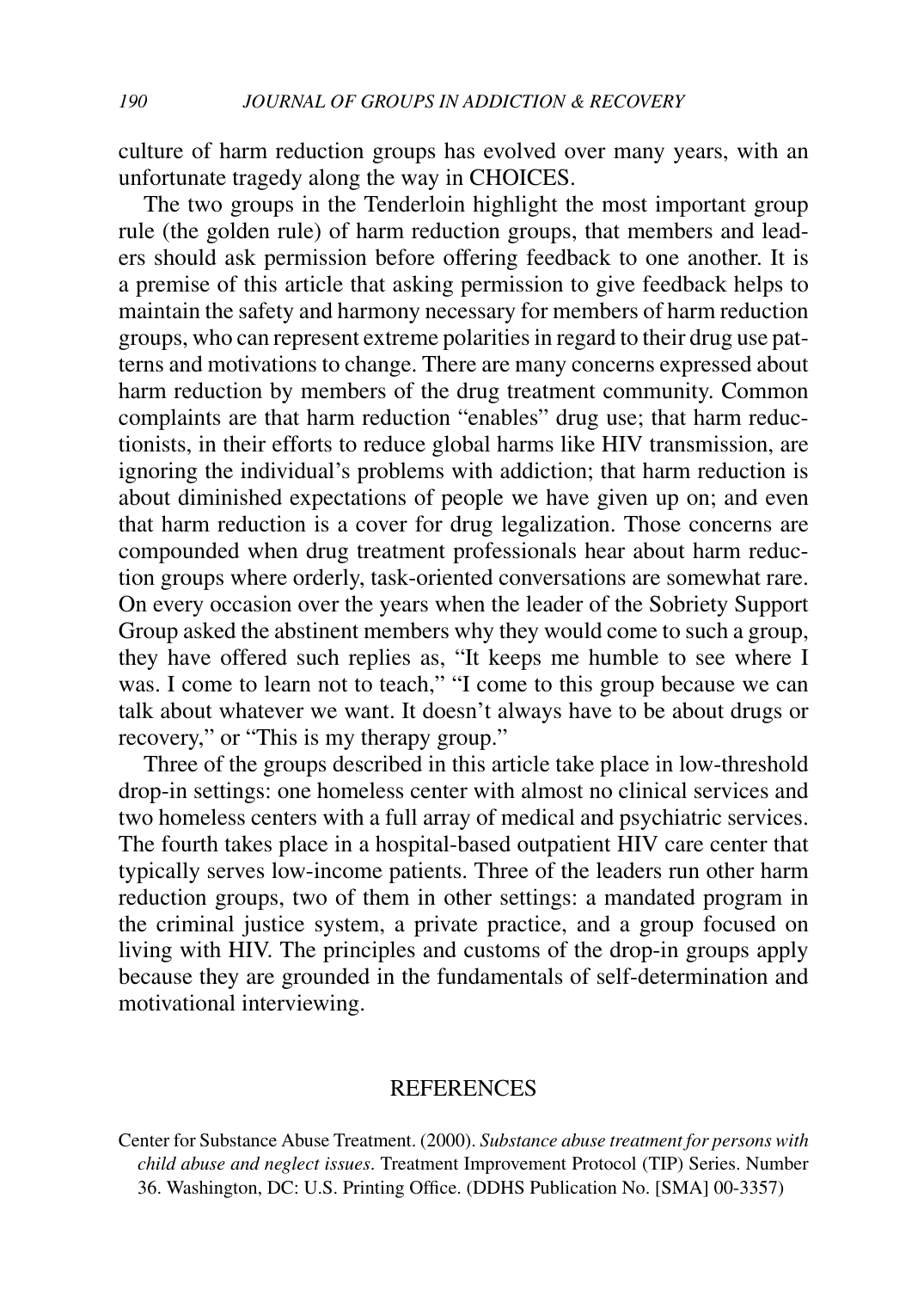culture of harm reduction groups has evolved over many years, with an unfortunate tragedy along the way in CHOICES.

The two groups in the Tenderloin highlight the most important group rule (the golden rule) of harm reduction groups, that members and leaders should ask permission before offering feedback to one another. It is a premise of this article that asking permission to give feedback helps to maintain the safety and harmony necessary for members of harm reduction groups, who can represent extreme polarities in regard to their drug use patterns and motivations to change. There are many concerns expressed about harm reduction by members of the drug treatment community. Common complaints are that harm reduction "enables" drug use; that harm reductionists, in their efforts to reduce global harms like HIV transmission, are ignoring the individual's problems with addiction; that harm reduction is about diminished expectations of people we have given up on; and even that harm reduction is a cover for drug legalization. Those concerns are compounded when drug treatment professionals hear about harm reduction groups where orderly, task-oriented conversations are somewhat rare. On every occasion over the years when the leader of the Sobriety Support Group asked the abstinent members why they would come to such a group, they have offered such replies as, "It keeps me humble to see where I was. I come to learn not to teach," "I come to this group because we can talk about whatever we want. It doesn't always have to be about drugs or recovery," or "This is my therapy group."

Three of the groups described in this article take place in low-threshold drop-in settings: one homeless center with almost no clinical services and two homeless centers with a full array of medical and psychiatric services. The fourth takes place in a hospital-based outpatient HIV care center that typically serves low-income patients. Three of the leaders run other harm reduction groups, two of them in other settings: a mandated program in the criminal justice system, a private practice, and a group focused on living with HIV. The principles and customs of the drop-in groups apply because they are grounded in the fundamentals of self-determination and motivational interviewing.

## REFERENCES

Center for Substance Abuse Treatment. (2000). *Substance abuse treatment for persons with child abuse and neglect issues*. Treatment Improvement Protocol (TIP) Series. Number 36. Washington, DC: U.S. Printing Office. (DDHS Publication No. [SMA] 00-3357)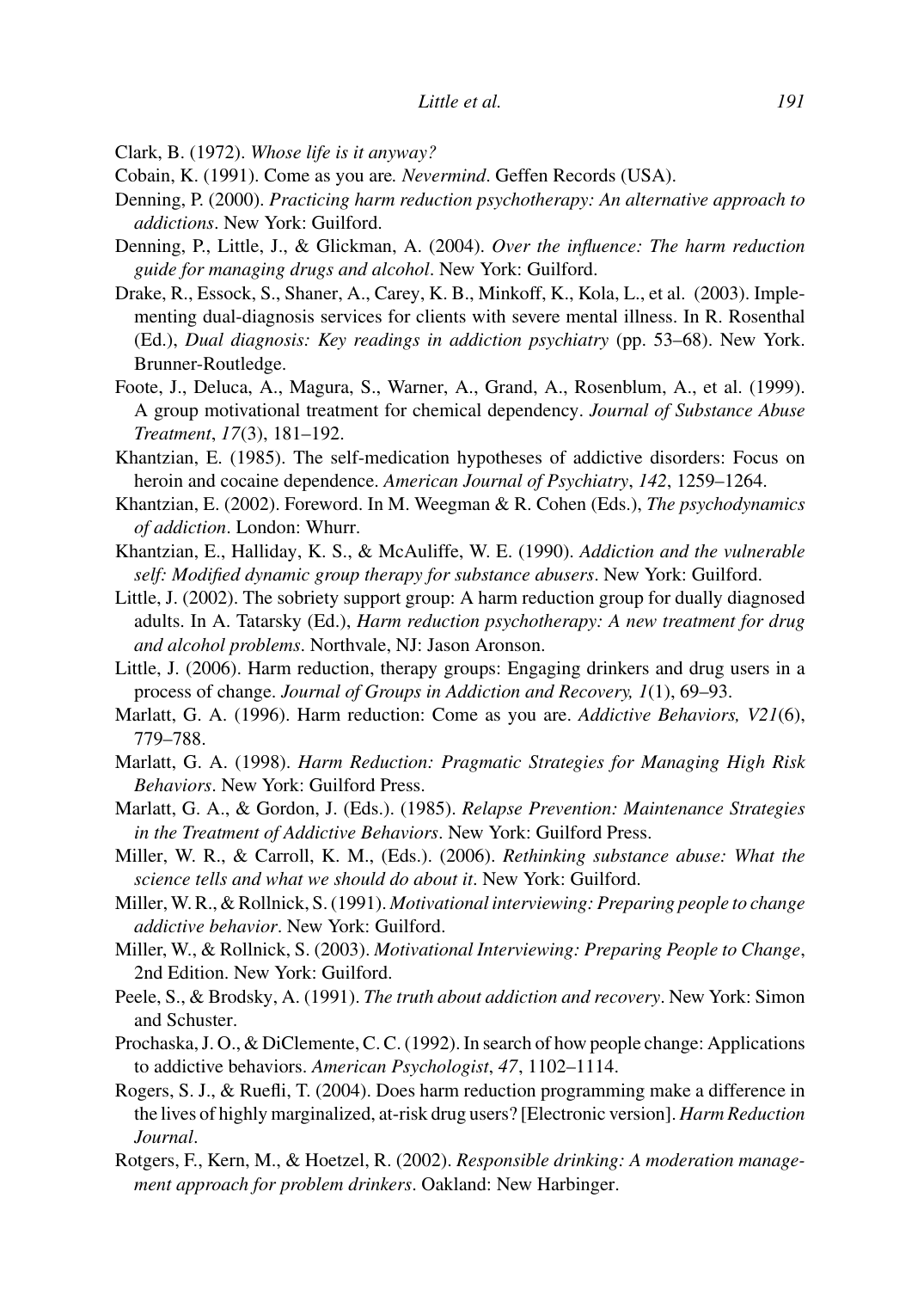Clark, B. (1972). *Whose life is it anyway?*

Cobain, K. (1991). Come as you are. *Nevermind*. Geffen Records (USA).

Denning, P. (2000). *Practicing harm reduction psychotherapy: An alternative approach to addictions*. New York: Guilford.

Denning, P., Little, J., & Glickman, A. (2004). *Over the influence: The harm reduction guide for managing drugs and alcohol*. New York: Guilford.

Drake, R., Essock, S., Shaner, A., Carey, K. B., Minkoff, K., Kola, L., et al. (2003). Implementing dual-diagnosis services for clients with severe mental illness. In R. Rosenthal (Ed.), *Dual diagnosis: Key readings in addiction psychiatry* (pp. 53–68). New York. Brunner-Routledge.

Foote, J., Deluca, A., Magura, S., Warner, A., Grand, A., Rosenblum, A., et al. (1999). A group motivational treatment for chemical dependency. *Journal of Substance Abuse Treatment*, *17*(3), 181–192.

Khantzian, E. (1985). The self-medication hypotheses of addictive disorders: Focus on heroin and cocaine dependence. *American Journal of Psychiatry*, *142*, 1259–1264.

Khantzian, E. (2002). Foreword. In M. Weegman & R. Cohen (Eds.), *The psychodynamics of addiction*. London: Whurr.

Khantzian, E., Halliday, K. S., & McAuliffe, W. E. (1990). *Addiction and the vulnerable self: Modified dynamic group therapy for substance abusers*. New York: Guilford.

Little, J. (2002). The sobriety support group: A harm reduction group for dually diagnosed adults. In A. Tatarsky (Ed.), *Harm reduction psychotherapy: A new treatment for drug and alcohol problems*. Northvale, NJ: Jason Aronson.

Little, J. (2006). Harm reduction, therapy groups: Engaging drinkers and drug users in a process of change. *Journal of Groups in Addiction and Recovery, 1*(1), 69–93.

Marlatt, G. A. (1996). Harm reduction: Come as you are. *Addictive Behaviors, V21*(6), 779–788.

Marlatt, G. A. (1998). *Harm Reduction: Pragmatic Strategies for Managing High Risk Behaviors*. New York: Guilford Press.

Marlatt, G. A., & Gordon, J. (Eds.). (1985). *Relapse Prevention: Maintenance Strategies in the Treatment of Addictive Behaviors*. New York: Guilford Press.

Miller, W. R., & Carroll, K. M., (Eds.). (2006). *Rethinking substance abuse: What the science tells and what we should do about it*. New York: Guilford.

Miller, W. R., & Rollnick, S. (1991). *Motivational interviewing: Preparing people to change addictive behavior*. New York: Guilford.

Miller, W., & Rollnick, S. (2003). *Motivational Interviewing: Preparing People to Change*, 2nd Edition. New York: Guilford.

Peele, S., & Brodsky, A. (1991). *The truth about addiction and recovery*. New York: Simon and Schuster.

Prochaska, J. O., & DiClemente, C. C. (1992). In search of how people change: Applications to addictive behaviors. *American Psychologist*, *47*, 1102–1114.

Rogers, S. J., & Ruefli, T. (2004). Does harm reduction programming make a difference in the lives of highly marginalized, at-risk drug users? [Electronic version]. *Harm Reduction Journal*.

Rotgers, F., Kern, M., & Hoetzel, R. (2002). *Responsible drinking: A moderation management approach for problem drinkers*. Oakland: New Harbinger.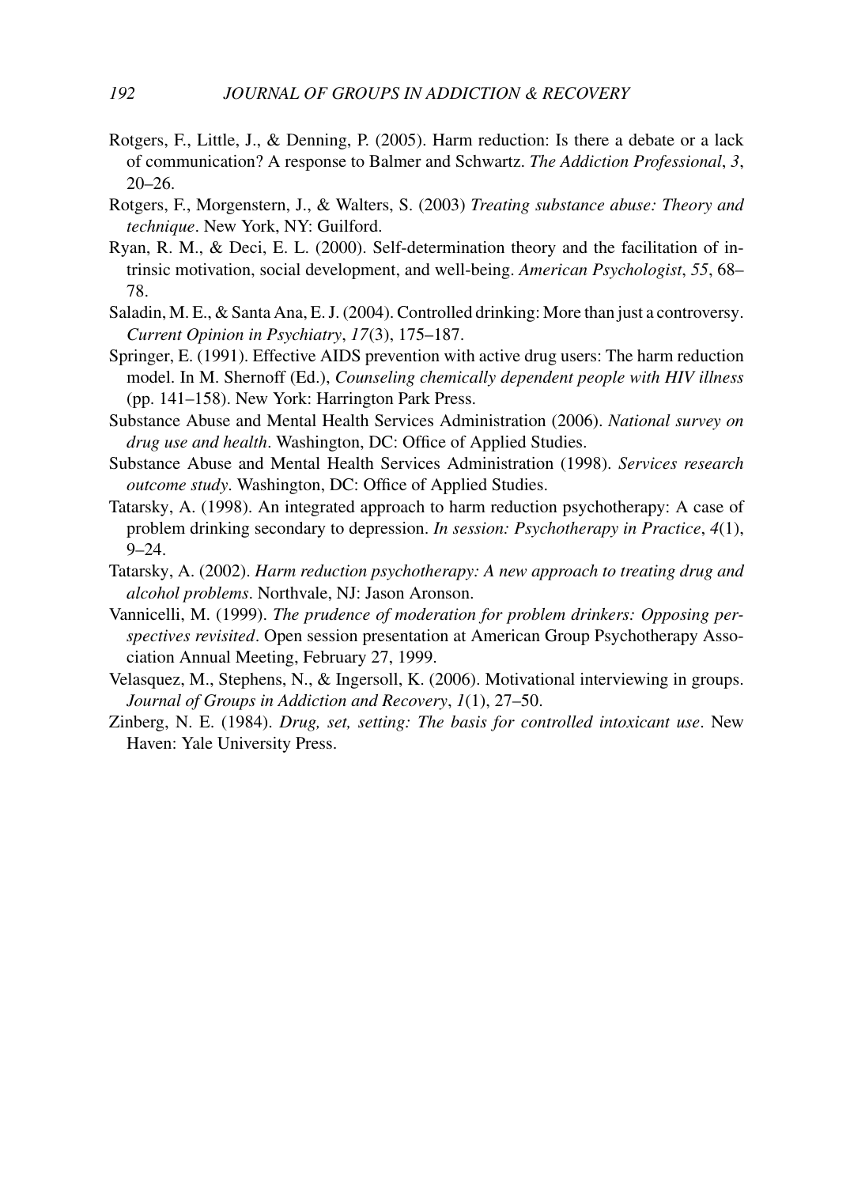Rotgers, F., Little, J., & Denning, P. (2005). Harm reduction: Is there a debate or a lack of communication? A response to Balmer and Schwartz. *The Addiction Professional*, *3*, 20–26.

Rotgers, F., Morgenstern, J., & Walters, S. (2003) *Treating substance abuse: Theory and technique*. New York, NY: Guilford.

Ryan, R. M., & Deci, E. L. (2000). Self-determination theory and the facilitation of intrinsic motivation, social development, and well-being. *American Psychologist*, *55*, 68–78.

Saladin, M. E., & Santa Ana, E. J. (2004). Controlled drinking: More than just a controversy. *Current Opinion in Psychiatry*, *17*(3), 175–187.

Springer, E. (1991). Effective AIDS prevention with active drug users: The harm reduction model. In M. Shernoff (Ed.), *Counseling chemically dependent people with HIV illness* (pp. 141–158). New York: Harrington Park Press.

Substance Abuse and Mental Health Services Administration (2006). *National survey on drug use and health*. Washington, DC: Office of Applied Studies.

Substance Abuse and Mental Health Services Administration (1998). *Services research outcome study*. Washington, DC: Office of Applied Studies.

Tatarsky, A. (1998). An integrated approach to harm reduction psychotherapy: A case of problem drinking secondary to depression. *In session: Psychotherapy in Practice*, *4*(1), 9–24.

Tatarsky, A. (2002). *Harm reduction psychotherapy: A new approach to treating drug and alcohol problems*. Northvale, NJ: Jason Aronson.

Vannicelli, M. (1999). *The prudence of moderation for problem drinkers: Opposing perspectives revisited*. Open session presentation at American Group Psychotherapy Association Annual Meeting, February 27, 1999.

Velasquez, M., Stephens, N., & Ingersoll, K. (2006). Motivational interviewing in groups. *Journal of Groups in Addiction and Recovery*, *1*(1), 27–50.

Zinberg, N. E. (1984). *Drug, set, setting: The basis for controlled intoxicant use*. New Haven: Yale University Press.